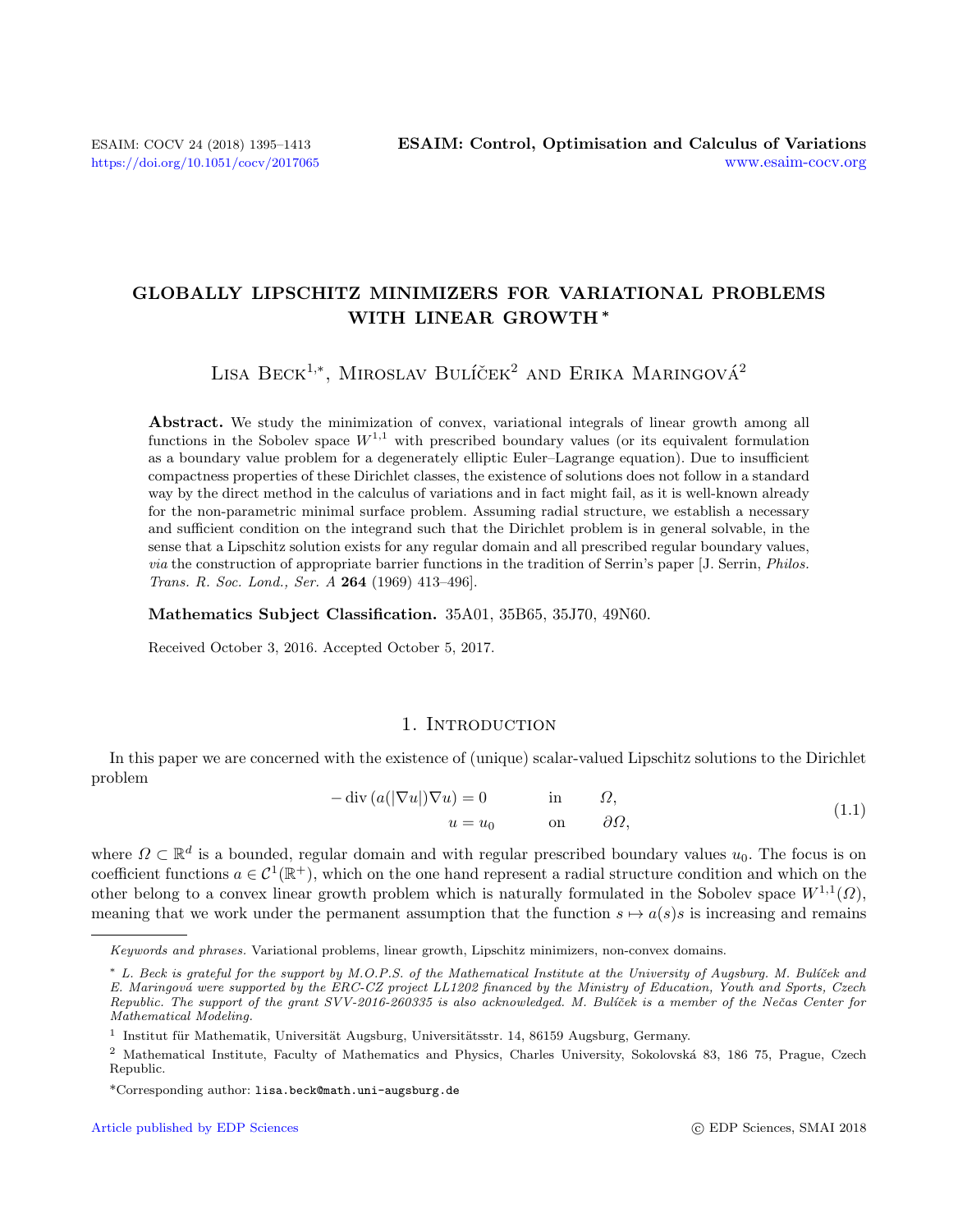# GLOBALLY LIPSCHITZ MINIMIZERS FOR VARIATIONAL PROBLEMS WITH LINEAR GROWTH *

Lisa Beck[1,*], Miroslav Bulíček[2] and Erika Maringová[2]

**Abstract.** We study the minimization of convex, variational integrals of linear growth among all functions in the Sobolev space $W^{1,1}$ with prescribed boundary values (or its equivalent formulation as a boundary value problem for a degenerately elliptic Euler–Lagrange equation). Due to insufficient compactness properties of these Dirichlet classes, the existence of solutions does not follow in a standard way by the direct method in the calculus of variations and in fact might fail, as it is well-known already for the non-parametric minimal surface problem. Assuming radial structure, we establish a necessary and sufficient condition on the integrand such that the Dirichlet problem is in general solvable, in the sense that a Lipschitz solution exists for any regular domain and all prescribed regular boundary values, *via* the construction of appropriate barrier functions in the tradition of Serrin's paper [J. Serrin, *Philos. Trans. R. Soc. Lond., Ser. A* **264** (1969) 413–496].

**Mathematics Subject Classification.** 35A01, 35B65, 35J70, 49N60.

Received October 3, 2016. Accepted October 5, 2017.

## 1. Introduction

In this paper we are concerned with the existence of (unique) scalar-valued Lipschitz solutions to the Dirichlet problem

$$
\begin{aligned}
-\operatorname{div}\left(a(|\nabla u|)\nabla u\right) &= 0 \qquad \text{in} \qquad \Omega, \\
u &= u_0 \qquad \text{on} \qquad \partial\Omega,
\end{aligned}
\tag{1.1}
$$

where $\Omega \subset \mathbb{R}^d$ is a bounded, regular domain and with regular prescribed boundary values $u_0$. The focus is on coefficient functions $a \in \mathcal{C}^1(\mathbb{R}^+)$, which on the one hand represent a radial structure condition and which on the other belong to a convex linear growth problem which is naturally formulated in the Sobolev space $W^{1,1}(\Omega)$, meaning that we work under the permanent assumption that the function $s \mapsto a(s)s$ is increasing and remains

---

*Keywords and phrases.* Variational problems, linear growth, Lipschitz minimizers, non-convex domains.

\* *L. Beck is grateful for the support by M.O.P.S. of the Mathematical Institute at the University of Augsburg. M. Bulíček and E. Maringová were supported by the ERC-CZ project LL1202 financed by the Ministry of Education, Youth and Sports, Czech Republic. The support of the grant SVV-2016-260335 is also acknowledged. M. Bulíček is a member of the Nečas Center for Mathematical Modeling.*

[1] Institut für Mathematik, Universität Augsburg, Universitätsstr. 14, 86159 Augsburg, Germany.

[2] Mathematical Institute, Faculty of Mathematics and Physics, Charles University, Sokolovská 83, 186 75, Prague, Czech Republic.

*Corresponding author: `lisa.beck@math.uni-augsburg.de`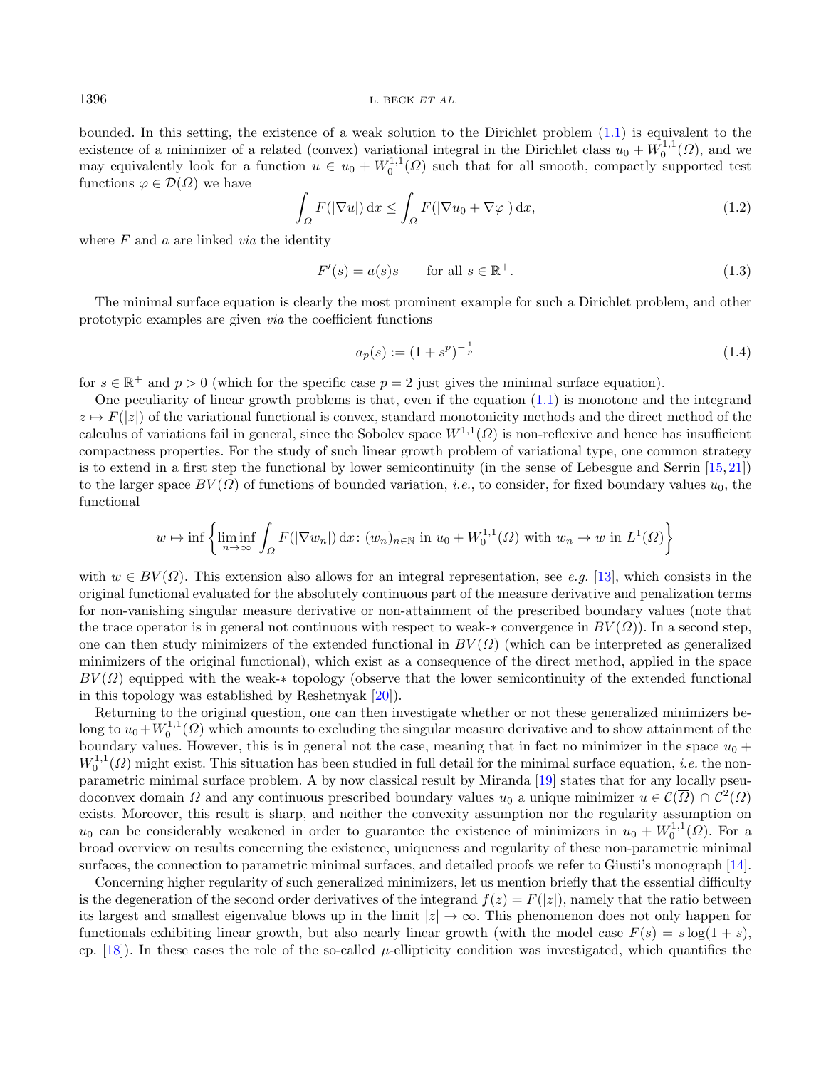bounded. In this setting, the existence of a weak solution to the Dirichlet problem (1.1) is equivalent to the existence of a minimizer of a related (convex) variational integral in the Dirichlet class $u_0 + W_0^{1,1}(\Omega)$, and we may equivalently look for a function $u \in u_0 + W_0^{1,1}(\Omega)$ such that for all smooth, compactly supported test functions $\varphi \in \mathcal{D}(\Omega)$ we have

$$\int_\Omega F(|\nabla u|)\,\mathrm{d}x \leq \int_\Omega F(|\nabla u_0 + \nabla \varphi|)\,\mathrm{d}x, \tag{1.2}$$

where $F$ and $a$ are linked *via* the identity

$$F'(s) = a(s)s \qquad \text{for all } s \in \mathbb{R}^+. \tag{1.3}$$

The minimal surface equation is clearly the most prominent example for such a Dirichlet problem, and other prototypic examples are given *via* the coefficient functions

$$a_p(s) := (1 + s^p)^{-\frac{1}{p}} \tag{1.4}$$

for $s \in \mathbb{R}^+$ and $p > 0$ (which for the specific case $p = 2$ just gives the minimal surface equation).

One peculiarity of linear growth problems is that, even if the equation (1.1) is monotone and the integrand $z \mapsto F(|z|)$ of the variational functional is convex, standard monotonicity methods and the direct method of the calculus of variations fail in general, since the Sobolev space $W^{1,1}(\Omega)$ is non-reflexive and hence has insufficient compactness properties. For the study of such linear growth problem of variational type, one common strategy is to extend in a first step the functional by lower semicontinuity (in the sense of Lebesgue and Serrin [15,21]) to the larger space $BV(\Omega)$ of functions of bounded variation, *i.e.*, to consider, for fixed boundary values $u_0$, the functional

$$w \mapsto \inf\left\{ \liminf_{n\to\infty} \int_\Omega F(|\nabla w_n|)\,\mathrm{d}x \colon (w_n)_{n\in\mathbb{N}} \text{ in } u_0 + W_0^{1,1}(\Omega) \text{ with } w_n \to w \text{ in } L^1(\Omega) \right\}$$

with $w \in BV(\Omega)$. This extension also allows for an integral representation, see *e.g.* [13], which consists in the original functional evaluated for the absolutely continuous part of the measure derivative and penalization terms for non-vanishing singular measure derivative or non-attainment of the prescribed boundary values (note that the trace operator is in general not continuous with respect to weak-$*$ convergence in $BV(\Omega)$). In a second step, one can then study minimizers of the extended functional in $BV(\Omega)$ (which can be interpreted as generalized minimizers of the original functional), which exist as a consequence of the direct method, applied in the space $BV(\Omega)$ equipped with the weak-$*$ topology (observe that the lower semicontinuity of the extended functional in this topology was established by Reshetnyak [20]).

Returning to the original question, one can then investigate whether or not these generalized minimizers belong to $u_0 + W_0^{1,1}(\Omega)$ which amounts to excluding the singular measure derivative and to show attainment of the boundary values. However, this is in general not the case, meaning that in fact no minimizer in the space $u_0 + W_0^{1,1}(\Omega)$ might exist. This situation has been studied in full detail for the minimal surface equation, *i.e.* the non-parametric minimal surface problem. A by now classical result by Miranda [19] states that for any locally pseudoconvex domain $\Omega$ and any continuous prescribed boundary values $u_0$ a unique minimizer $u \in \mathcal{C}(\overline{\Omega}) \cap \mathcal{C}^2(\Omega)$ exists. Moreover, this result is sharp, and neither the convexity assumption nor the regularity assumption on $u_0$ can be considerably weakened in order to guarantee the existence of minimizers in $u_0 + W_0^{1,1}(\Omega)$. For a broad overview on results concerning the existence, uniqueness and regularity of these non-parametric minimal surfaces, the connection to parametric minimal surfaces, and detailed proofs we refer to Giusti's monograph [14].

Concerning higher regularity of such generalized minimizers, let us mention briefly that the essential difficulty is the degeneration of the second order derivatives of the integrand $f(z) = F(|z|)$, namely that the ratio between its largest and smallest eigenvalue blows up in the limit $|z| \to \infty$. This phenomenon does not only happen for functionals exhibiting linear growth, but also nearly linear growth (with the model case $F(s) = s\log(1 + s)$, cp. [18]). In these cases the role of the so-called $\mu$-ellipticity condition was investigated, which quantifies the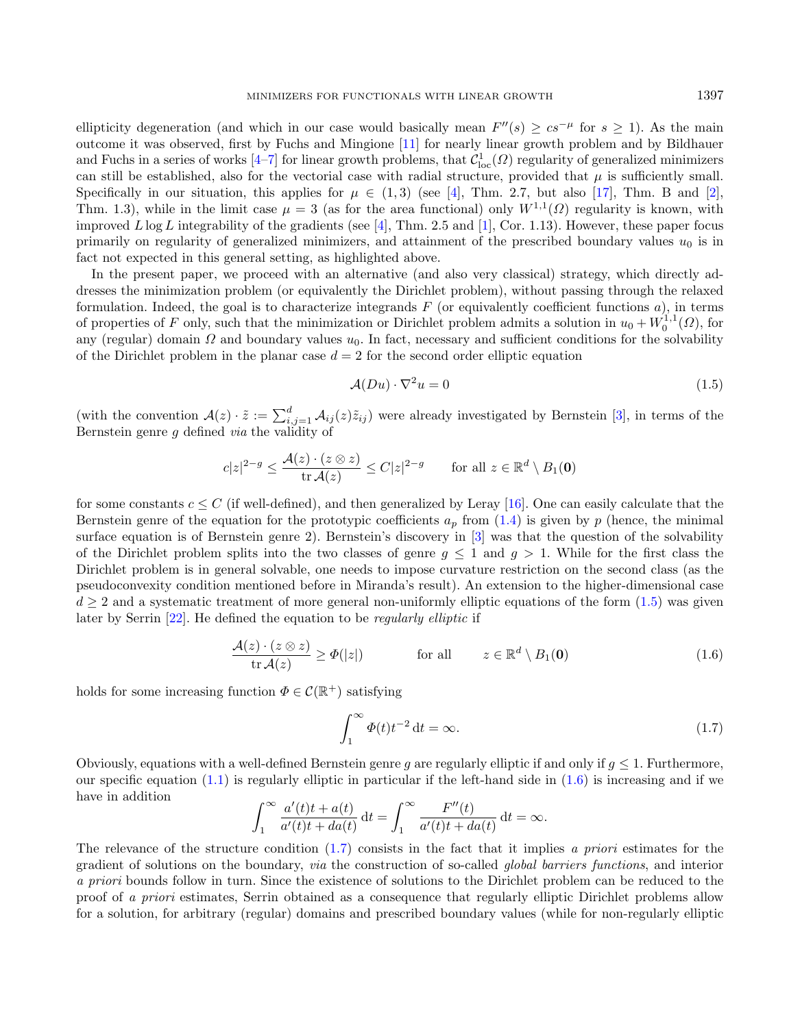ellipticity degeneration (and which in our case would basically mean $F''(s) \geq cs^{-\mu}$ for $s \geq 1$). As the main outcome it was observed, first by Fuchs and Mingione [11] for nearly linear growth problem and by Bildhauer and Fuchs in a series of works [4–7] for linear growth problems, that $\mathcal{C}^1_{\mathrm{loc}}(\Omega)$ regularity of generalized minimizers can still be established, also for the vectorial case with radial structure, provided that $\mu$ is sufficiently small. Specifically in our situation, this applies for $\mu \in (1, 3)$ (see [4], Thm. 2.7, but also [17], Thm. B and [2], Thm. 1.3), while in the limit case $\mu = 3$ (as for the area functional) only $W^{1,1}(\Omega)$ regularity is known, with improved $L \log L$ integrability of the gradients (see [4], Thm. 2.5 and [1], Cor. 1.13). However, these paper focus primarily on regularity of generalized minimizers, and attainment of the prescribed boundary values $u_0$ is in fact not expected in this general setting, as highlighted above.

In the present paper, we proceed with an alternative (and also very classical) strategy, which directly addresses the minimization problem (or equivalently the Dirichlet problem), without passing through the relaxed formulation. Indeed, the goal is to characterize integrands $F$ (or equivalently coefficient functions $a$), in terms of properties of $F$ only, such that the minimization or Dirichlet problem admits a solution in $u_0 + W^{1,1}_0(\Omega)$, for any (regular) domain $\Omega$ and boundary values $u_0$. In fact, necessary and sufficient conditions for the solvability of the Dirichlet problem in the planar case $d = 2$ for the second order elliptic equation

$$\mathcal{A}(Du) \cdot \nabla^2 u = 0 \tag{1.5}$$

(with the convention $\mathcal{A}(z) \cdot \tilde{z} := \sum_{i,j=1}^d \mathcal{A}_{ij}(z)\tilde{z}_{ij}$) were already investigated by Bernstein [3], in terms of the Bernstein genre $g$ defined *via* the validity of

$$c|z|^{2-g} \leq \frac{\mathcal{A}(z) \cdot (z \otimes z)}{\operatorname{tr} \mathcal{A}(z)} \leq C|z|^{2-g} \qquad \text{for all } z \in \mathbb{R}^d \setminus B_1(\mathbf{0})$$

for some constants $c \leq C$ (if well-defined), and then generalized by Leray [16]. One can easily calculate that the Bernstein genre of the equation for the prototypic coefficients $a_p$ from (1.4) is given by $p$ (hence, the minimal surface equation is of Bernstein genre 2). Bernstein's discovery in [3] was that the question of the solvability of the Dirichlet problem splits into the two classes of genre $g \leq 1$ and $g > 1$. While for the first class the Dirichlet problem is in general solvable, one needs to impose curvature restriction on the second class (as the pseudoconvexity condition mentioned before in Miranda's result). An extension to the higher-dimensional case $d \geq 2$ and a systematic treatment of more general non-uniformly elliptic equations of the form (1.5) was given later by Serrin [22]. He defined the equation to be *regularly elliptic* if

$$\frac{\mathcal{A}(z) \cdot (z \otimes z)}{\operatorname{tr} \mathcal{A}(z)} \geq \Phi(|z|) \qquad \text{for all} \qquad z \in \mathbb{R}^d \setminus B_1(\mathbf{0}) \tag{1.6}$$

holds for some increasing function $\Phi \in \mathcal{C}(\mathbb{R}^+)$ satisfying

$$\int_1^\infty \Phi(t) t^{-2} \, \mathrm{d}t = \infty. \tag{1.7}$$

Obviously, equations with a well-defined Bernstein genre $g$ are regularly elliptic if and only if $g \leq 1$. Furthermore, our specific equation (1.1) is regularly elliptic in particular if the left-hand side in (1.6) is increasing and if we have in addition

$$\int_1^\infty \frac{a'(t)t + a(t)}{a'(t)t + da(t)} \, \mathrm{d}t = \int_1^\infty \frac{F''(t)}{a'(t)t + da(t)} \, \mathrm{d}t = \infty.$$

The relevance of the structure condition (1.7) consists in the fact that it implies *a priori* estimates for the gradient of solutions on the boundary, *via* the construction of so-called *global barriers functions*, and interior *a priori* bounds follow in turn. Since the existence of solutions to the Dirichlet problem can be reduced to the proof of *a priori* estimates, Serrin obtained as a consequence that regularly elliptic Dirichlet problems allow for a solution, for arbitrary (regular) domains and prescribed boundary values (while for non-regularly elliptic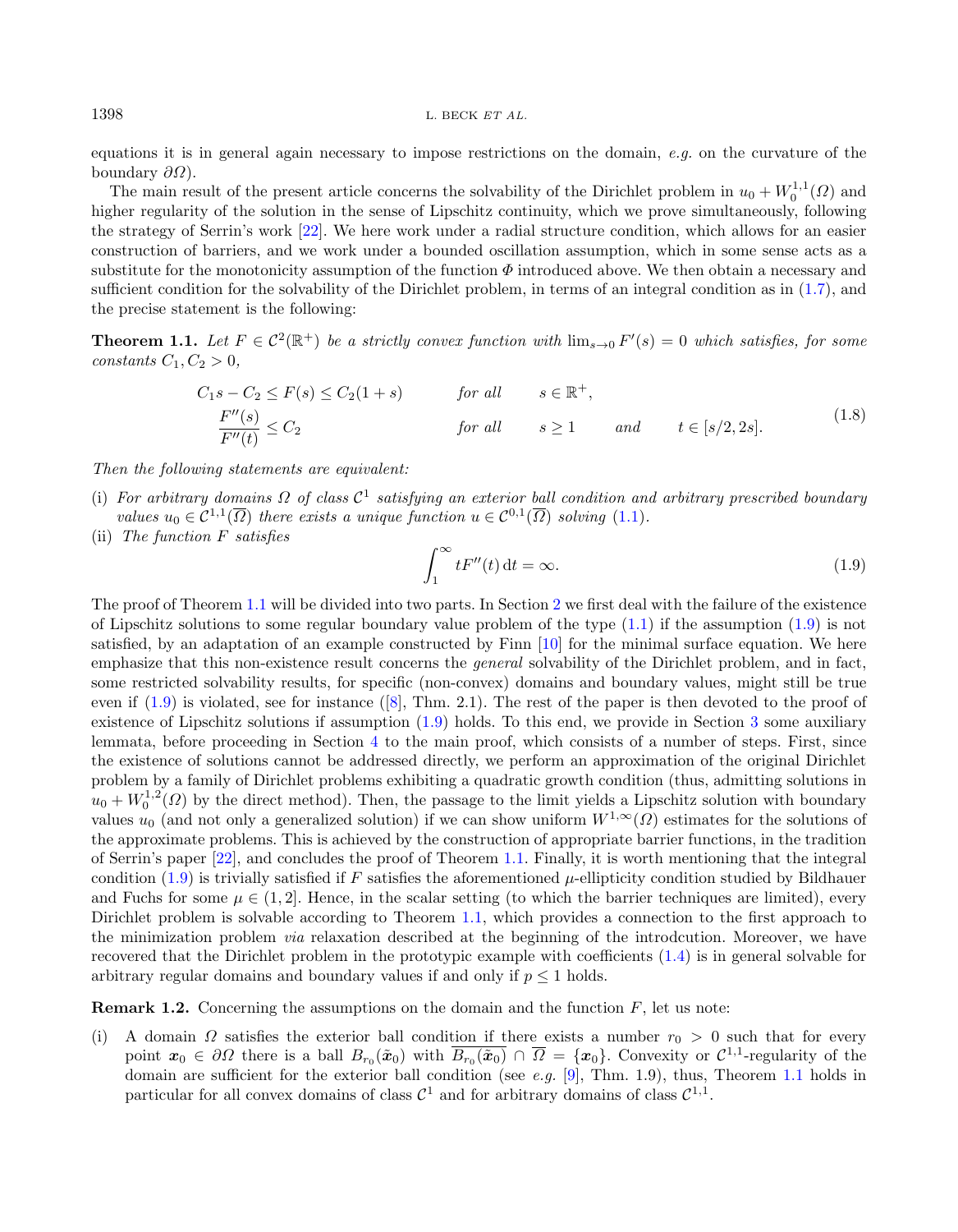equations it is in general again necessary to impose restrictions on the domain, *e.g.* on the curvature of the boundary $\partial\Omega$).

The main result of the present article concerns the solvability of the Dirichlet problem in $u_0 + W_0^{1,1}(\Omega)$ and higher regularity of the solution in the sense of Lipschitz continuity, which we prove simultaneously, following the strategy of Serrin's work [22]. We here work under a radial structure condition, which allows for an easier construction of barriers, and we work under a bounded oscillation assumption, which in some sense acts as a substitute for the monotonicity assumption of the function $\Phi$ introduced above. We then obtain a necessary and sufficient condition for the solvability of the Dirichlet problem, in terms of an integral condition as in (1.7), and the precise statement is the following:

**Theorem 1.1.** *Let $F \in \mathcal{C}^2(\mathbb{R}^+)$ be a strictly convex function with $\lim_{s\to 0} F'(s) = 0$ which satisfies, for some constants $C_1, C_2 > 0$,*

$$
\begin{aligned}
&C_1 s - C_2 \le F(s) \le C_2(1+s) && \text{for all} \quad s \in \mathbb{R}^+, \\
&\frac{F''(s)}{F''(t)} \le C_2 && \text{for all} \quad s \ge 1 \quad \text{and} \quad t \in [s/2, 2s].
\end{aligned}
\tag{1.8}
$$

*Then the following statements are equivalent:*

(i) *For arbitrary domains $\Omega$ of class $\mathcal{C}^1$ satisfying an exterior ball condition and arbitrary prescribed boundary values $u_0 \in \mathcal{C}^{1,1}(\overline{\Omega})$ there exists a unique function $u \in \mathcal{C}^{0,1}(\overline{\Omega})$ solving (1.1).*

(ii) *The function $F$ satisfies*

$$
\int_1^\infty tF''(t)\,\mathrm{d}t = \infty. \tag{1.9}
$$

The proof of Theorem 1.1 will be divided into two parts. In Section 2 we first deal with the failure of the existence of Lipschitz solutions to some regular boundary value problem of the type (1.1) if the assumption (1.9) is not satisfied, by an adaptation of an example constructed by Finn [10] for the minimal surface equation. We here emphasize that this non-existence result concerns the *general* solvability of the Dirichlet problem, and in fact, some restricted solvability results, for specific (non-convex) domains and boundary values, might still be true even if (1.9) is violated, see for instance ([8], Thm. 2.1). The rest of the paper is then devoted to the proof of existence of Lipschitz solutions if assumption (1.9) holds. To this end, we provide in Section 3 some auxiliary lemmata, before proceeding in Section 4 to the main proof, which consists of a number of steps. First, since the existence of solutions cannot be addressed directly, we perform an approximation of the original Dirichlet problem by a family of Dirichlet problems exhibiting a quadratic growth condition (thus, admitting solutions in $u_0 + W_0^{1,2}(\Omega)$ by the direct method). Then, the passage to the limit yields a Lipschitz solution with boundary values $u_0$ (and not only a generalized solution) if we can show uniform $W^{1,\infty}(\Omega)$ estimates for the solutions of the approximate problems. This is achieved by the construction of appropriate barrier functions, in the tradition of Serrin's paper [22], and concludes the proof of Theorem 1.1. Finally, it is worth mentioning that the integral condition (1.9) is trivially satisfied if $F$ satisfies the aforementioned $\mu$-ellipticity condition studied by Bildhauer and Fuchs for some $\mu \in (1,2]$. Hence, in the scalar setting (to which the barrier techniques are limited), every Dirichlet problem is solvable according to Theorem 1.1, which provides a connection to the first approach to the minimization problem *via* relaxation described at the beginning of the introdcution. Moreover, we have recovered that the Dirichlet problem in the prototypic example with coefficients (1.4) is in general solvable for arbitrary regular domains and boundary values if and only if $p \le 1$ holds.

**Remark 1.2.** Concerning the assumptions on the domain and the function $F$, let us note:

(i) A domain $\Omega$ satisfies the exterior ball condition if there exists a number $r_0 > 0$ such that for every point $\boldsymbol{x}_0 \in \partial\Omega$ there is a ball $B_{r_0}(\tilde{\boldsymbol{x}}_0)$ with $\overline{B_{r_0}(\tilde{\boldsymbol{x}}_0)} \cap \overline{\Omega} = \{\boldsymbol{x}_0\}$. Convexity or $\mathcal{C}^{1,1}$-regularity of the domain are sufficient for the exterior ball condition (see *e.g.* [9], Thm. 1.9), thus, Theorem 1.1 holds in particular for all convex domains of class $\mathcal{C}^1$ and for arbitrary domains of class $\mathcal{C}^{1,1}$.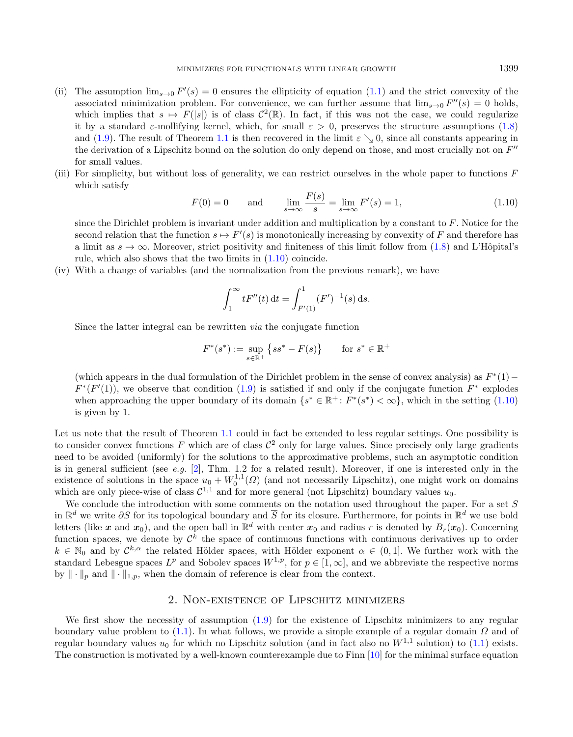(ii) The assumption $\lim_{s\to 0} F'(s) = 0$ ensures the ellipticity of equation (1.1) and the strict convexity of the associated minimization problem. For convenience, we can further assume that $\lim_{s\to 0} F''(s) = 0$ holds, which implies that $s \mapsto F(|s|)$ is of class $\mathcal{C}^2(\mathbb{R})$. In fact, if this was not the case, we could regularize it by a standard $\varepsilon$-mollifying kernel, which, for small $\varepsilon > 0$, preserves the structure assumptions (1.8) and (1.9). The result of Theorem 1.1 is then recovered in the limit $\varepsilon \searrow 0$, since all constants appearing in the derivation of a Lipschitz bound on the solution do only depend on those, and most crucially not on $F''$ for small values.

(iii) For simplicity, but without loss of generality, we can restrict ourselves in the whole paper to functions $F$ which satisfy

$$F(0) = 0 \qquad \text{and} \qquad \lim_{s\to\infty} \frac{F(s)}{s} = \lim_{s\to\infty} F'(s) = 1, \tag{1.10}$$

since the Dirichlet problem is invariant under addition and multiplication by a constant to $F$. Notice for the second relation that the function $s \mapsto F'(s)$ is monotonically increasing by convexity of $F$ and therefore has a limit as $s \to \infty$. Moreover, strict positivity and finiteness of this limit follow from (1.8) and L'Hôpital's rule, which also shows that the two limits in (1.10) coincide.

(iv) With a change of variables (and the normalization from the previous remark), we have

$$\int_1^\infty t F''(t)\,\mathrm{d}t = \int_{F'(1)}^1 (F')^{-1}(s)\,\mathrm{d}s.$$

Since the latter integral can be rewritten *via* the conjugate function

$$F^*(s^*) := \sup_{s\in\mathbb{R}^+} \{ s s^* - F(s) \} \qquad \text{for } s^* \in \mathbb{R}^+$$

(which appears in the dual formulation of the Dirichlet problem in the sense of convex analysis) as $F^*(1) - F^*(F'(1))$, we observe that condition (1.9) is satisfied if and only if the conjugate function $F^*$ explodes when approaching the upper boundary of its domain $\{s^* \in \mathbb{R}^+ : F^*(s^*) < \infty\}$, which in the setting (1.10) is given by 1.

Let us note that the result of Theorem 1.1 could in fact be extended to less regular settings. One possibility is to consider convex functions $F$ which are of class $\mathcal{C}^2$ only for large values. Since precisely only large gradients need to be avoided (uniformly) for the solutions to the approximative problems, such an asymptotic condition is in general sufficient (see *e.g.* [2], Thm. 1.2 for a related result). Moreover, if one is interested only in the existence of solutions in the space $u_0 + W_0^{1,1}(\Omega)$ (and not necessarily Lipschitz), one might work on domains which are only piece-wise of class $\mathcal{C}^{1,1}$ and for more general (not Lipschitz) boundary values $u_0$.

We conclude the introduction with some comments on the notation used throughout the paper. For a set $S$ in $\mathbb{R}^d$ we write $\partial S$ for its topological boundary and $\overline{S}$ for its closure. Furthermore, for points in $\mathbb{R}^d$ we use bold letters (like $\boldsymbol{x}$ and $\boldsymbol{x}_0$), and the open ball in $\mathbb{R}^d$ with center $\boldsymbol{x}_0$ and radius $r$ is denoted by $B_r(\boldsymbol{x}_0)$. Concerning function spaces, we denote by $\mathcal{C}^k$ the space of continuous functions with continuous derivatives up to order $k \in \mathbb{N}_0$ and by $\mathcal{C}^{k,\alpha}$ the related Hölder spaces, with Hölder exponent $\alpha \in (0,1]$. We further work with the standard Lebesgue spaces $L^p$ and Sobolev spaces $W^{1,p}$, for $p \in [1,\infty]$, and we abbreviate the respective norms by $\|\cdot\|_p$ and $\|\cdot\|_{1,p}$, when the domain of reference is clear from the context.

## 2. Non-existence of Lipschitz minimizers

We first show the necessity of assumption (1.9) for the existence of Lipschitz minimizers to any regular boundary value problem to (1.1). In what follows, we provide a simple example of a regular domain $\Omega$ and of regular boundary values $u_0$ for which no Lipschitz solution (and in fact also no $W^{1,1}$ solution) to (1.1) exists. The construction is motivated by a well-known counterexample due to Finn [10] for the minimal surface equation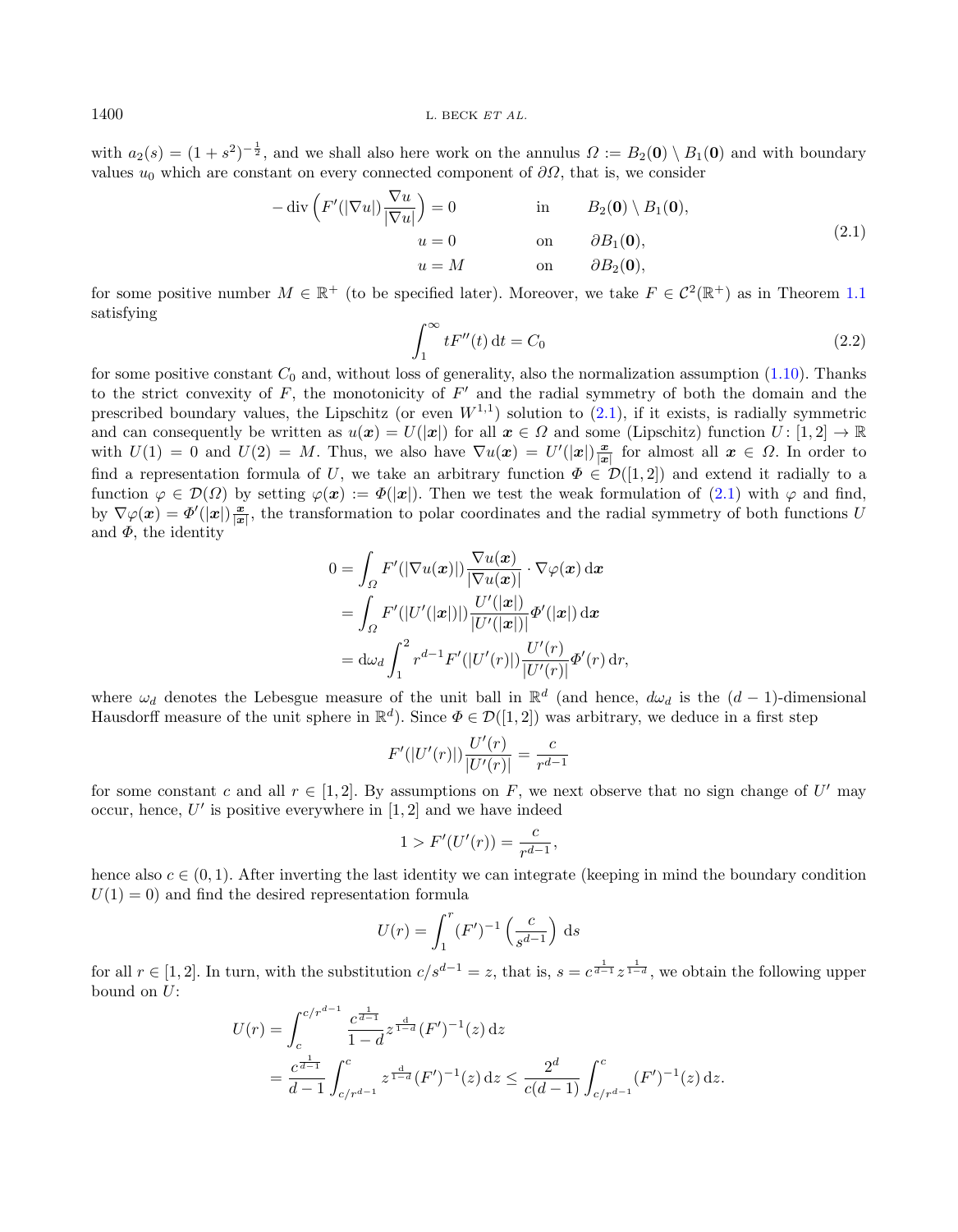with $a_2(s) = (1+s^2)^{-\frac{1}{2}}$, and we shall also here work on the annulus $\Omega := B_2(\mathbf{0}) \setminus B_1(\mathbf{0})$ and with boundary values $u_0$ which are constant on every connected component of $\partial\Omega$, that is, we consider

$$
\begin{aligned}
-\operatorname{div}\Big(F'(|\nabla u|)\frac{\nabla u}{|\nabla u|}\Big) &= 0 && \text{in} \quad B_2(\mathbf{0}) \setminus B_1(\mathbf{0}),\\
u &= 0 && \text{on} \quad \partial B_1(\mathbf{0}),\\
u &= M && \text{on} \quad \partial B_2(\mathbf{0}),
\end{aligned}
\tag{2.1}
$$

for some positive number $M \in \mathbb{R}^+$ (to be specified later). Moreover, we take $F \in \mathcal{C}^2(\mathbb{R}^+)$ as in Theorem 1.1 satisfying

$$
\int_1^\infty tF''(t)\,\mathrm{d}t = C_0 \tag{2.2}
$$

for some positive constant $C_0$ and, without loss of generality, also the normalization assumption (1.10). Thanks to the strict convexity of $F$, the monotonicity of $F'$ and the radial symmetry of both the domain and the prescribed boundary values, the Lipschitz (or even $W^{1,1}$) solution to (2.1), if it exists, is radially symmetric and can consequently be written as $u(\boldsymbol{x}) = U(|\boldsymbol{x}|)$ for all $\boldsymbol{x} \in \Omega$ and some (Lipschitz) function $U\colon [1,2] \to \mathbb{R}$ with $U(1) = 0$ and $U(2) = M$. Thus, we also have $\nabla u(\boldsymbol{x}) = U'(|\boldsymbol{x}|)\frac{\boldsymbol{x}}{|\boldsymbol{x}|}$ for almost all $\boldsymbol{x} \in \Omega$. In order to find a representation formula of $U$, we take an arbitrary function $\Phi \in \mathcal{D}([1,2])$ and extend it radially to a function $\varphi \in \mathcal{D}(\Omega)$ by setting $\varphi(\boldsymbol{x}) := \Phi(|\boldsymbol{x}|)$. Then we test the weak formulation of (2.1) with $\varphi$ and find, by $\nabla\varphi(\boldsymbol{x}) = \Phi'(|\boldsymbol{x}|)\frac{\boldsymbol{x}}{|\boldsymbol{x}|}$, the transformation to polar coordinates and the radial symmetry of both functions $U$ and $\Phi$, the identity

$$
\begin{aligned}
0 &= \int_\Omega F'(|\nabla u(\boldsymbol{x})|)\frac{\nabla u(\boldsymbol{x})}{|\nabla u(\boldsymbol{x})|}\cdot\nabla\varphi(\boldsymbol{x})\,\mathrm{d}\boldsymbol{x}\\
&= \int_\Omega F'(|U'(|\boldsymbol{x}|)|)\frac{U'(|\boldsymbol{x}|)}{|U'(|\boldsymbol{x}|)|}\Phi'(|\boldsymbol{x}|)\,\mathrm{d}\boldsymbol{x}\\
&= \mathrm{d}\omega_d\int_1^2 r^{d-1}F'(|U'(r)|)\frac{U'(r)}{|U'(r)|}\Phi'(r)\,\mathrm{d}r,
\end{aligned}
$$

where $\omega_d$ denotes the Lebesgue measure of the unit ball in $\mathbb{R}^d$ (and hence, $d\omega_d$ is the $(d-1)$-dimensional Hausdorff measure of the unit sphere in $\mathbb{R}^d$). Since $\Phi \in \mathcal{D}([1,2])$ was arbitrary, we deduce in a first step

$$
F'(|U'(r)|)\frac{U'(r)}{|U'(r)|} = \frac{c}{r^{d-1}}
$$

for some constant $c$ and all $r \in [1,2]$. By assumptions on $F$, we next observe that no sign change of $U'$ may occur, hence, $U'$ is positive everywhere in $[1,2]$ and we have indeed

$$
1 > F'(U'(r)) = \frac{c}{r^{d-1}},
$$

hence also $c \in (0,1)$. After inverting the last identity we can integrate (keeping in mind the boundary condition $U(1) = 0$) and find the desired representation formula

$$
U(r) = \int_1^r (F')^{-1}\Big(\frac{c}{s^{d-1}}\Big)\,\mathrm{d}s
$$

for all $r \in [1,2]$. In turn, with the substitution $c/s^{d-1} = z$, that is, $s = c^{\frac{1}{d-1}}z^{\frac{1}{1-d}}$, we obtain the following upper bound on $U$:

$$
\begin{aligned}
U(r) &= \int_c^{c/r^{d-1}} \frac{c^{\frac{1}{d-1}}}{1-d}z^{\frac{d}{1-d}}(F')^{-1}(z)\,\mathrm{d}z\\
&= \frac{c^{\frac{1}{d-1}}}{d-1}\int_{c/r^{d-1}}^c z^{\frac{d}{1-d}}(F')^{-1}(z)\,\mathrm{d}z \le \frac{2^d}{c(d-1)}\int_{c/r^{d-1}}^c (F')^{-1}(z)\,\mathrm{d}z.
\end{aligned}
$$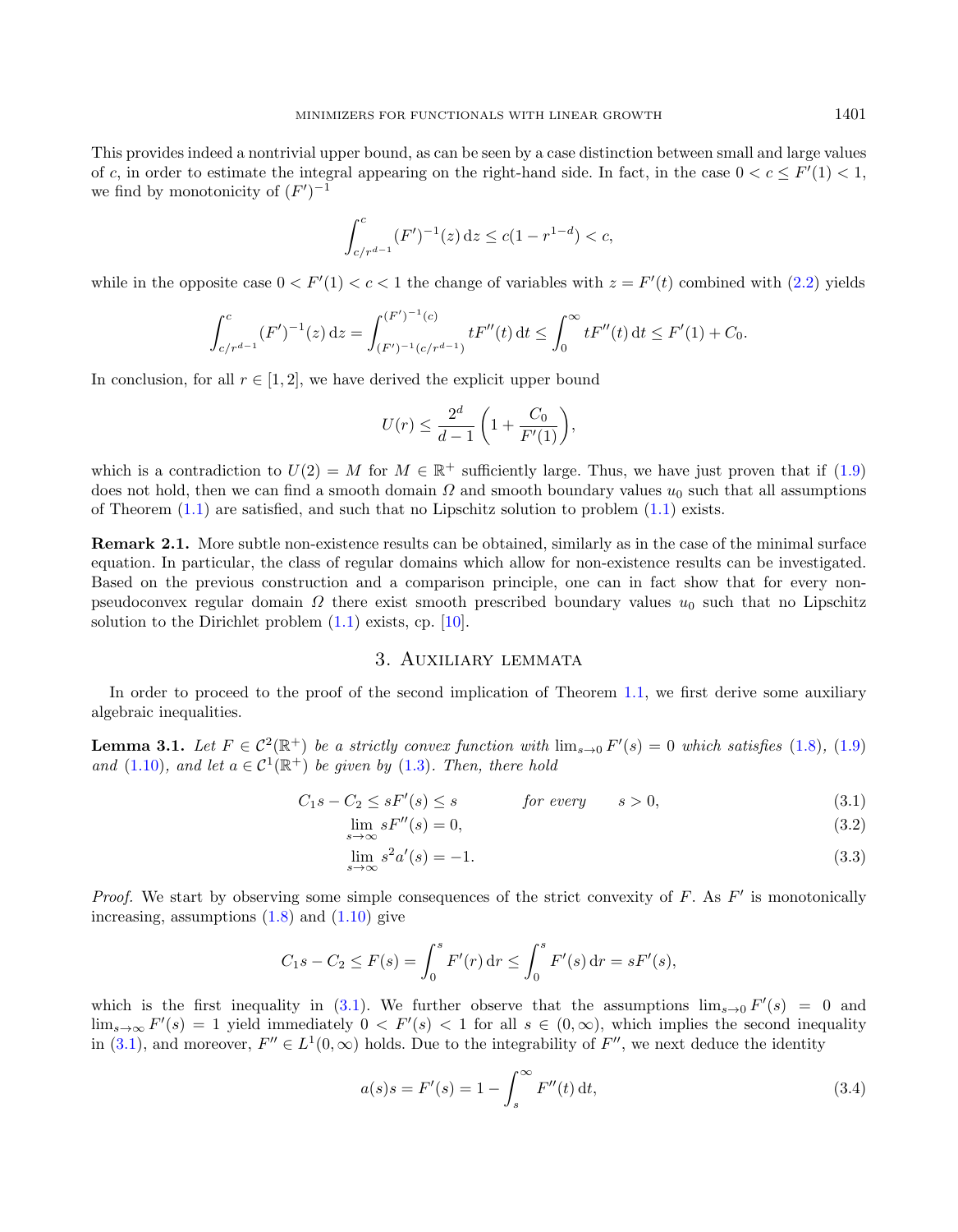This provides indeed a nontrivial upper bound, as can be seen by a case distinction between small and large values of $c$, in order to estimate the integral appearing on the right-hand side. In fact, in the case $0 < c \le F'(1) < 1$, we find by monotonicity of $(F')^{-1}$

$$\int_{c/r^{d-1}}^{c} (F')^{-1}(z)\,\mathrm{d}z \le c(1 - r^{1-d}) < c,$$

while in the opposite case $0 < F'(1) < c < 1$ the change of variables with $z = F'(t)$ combined with (2.2) yields

$$\int_{c/r^{d-1}}^{c} (F')^{-1}(z)\,\mathrm{d}z = \int_{(F')^{-1}(c/r^{d-1})}^{(F')^{-1}(c)} tF''(t)\,\mathrm{d}t \le \int_{0}^{\infty} tF''(t)\,\mathrm{d}t \le F'(1) + C_0.$$

In conclusion, for all $r \in [1, 2]$, we have derived the explicit upper bound

$$U(r) \le \frac{2^d}{d-1}\left(1 + \frac{C_0}{F'(1)}\right),$$

which is a contradiction to $U(2) = M$ for $M \in \mathbb{R}^+$ sufficiently large. Thus, we have just proven that if (1.9) does not hold, then we can find a smooth domain $\Omega$ and smooth boundary values $u_0$ such that all assumptions of Theorem (1.1) are satisfied, and such that no Lipschitz solution to problem (1.1) exists.

**Remark 2.1.** More subtle non-existence results can be obtained, similarly as in the case of the minimal surface equation. In particular, the class of regular domains which allow for non-existence results can be investigated. Based on the previous construction and a comparison principle, one can in fact show that for every non-pseudoconvex regular domain $\Omega$ there exist smooth prescribed boundary values $u_0$ such that no Lipschitz solution to the Dirichlet problem (1.1) exists, cp. [10].

## 3. Auxiliary lemmata

In order to proceed to the proof of the second implication of Theorem 1.1, we first derive some auxiliary algebraic inequalities.

**Lemma 3.1.** *Let $F \in \mathcal{C}^2(\mathbb{R}^+)$ be a strictly convex function with $\lim_{s\to 0} F'(s) = 0$ which satisfies (1.8), (1.9) and (1.10), and let $a \in \mathcal{C}^1(\mathbb{R}^+)$ be given by (1.3). Then, there hold*

$$C_1 s - C_2 \le sF'(s) \le s \qquad \textit{for every} \qquad s > 0, \tag{3.1}$$

$$\lim_{s\to\infty} sF''(s) = 0, \tag{3.2}$$

$$\lim_{s\to\infty} s^2 a'(s) = -1. \tag{3.3}$$

*Proof.* We start by observing some simple consequences of the strict convexity of $F$. As $F'$ is monotonically increasing, assumptions (1.8) and (1.10) give

$$C_1 s - C_2 \le F(s) = \int_0^s F'(r)\,\mathrm{d}r \le \int_0^s F'(s)\,\mathrm{d}r = sF'(s),$$

which is the first inequality in (3.1). We further observe that the assumptions $\lim_{s\to 0} F'(s) = 0$ and $\lim_{s\to\infty} F'(s) = 1$ yield immediately $0 < F'(s) < 1$ for all $s \in (0, \infty)$, which implies the second inequality in (3.1), and moreover, $F'' \in L^1(0, \infty)$ holds. Due to the integrability of $F''$, we next deduce the identity

$$a(s)s = F'(s) = 1 - \int_s^\infty F''(t)\,\mathrm{d}t, \tag{3.4}$$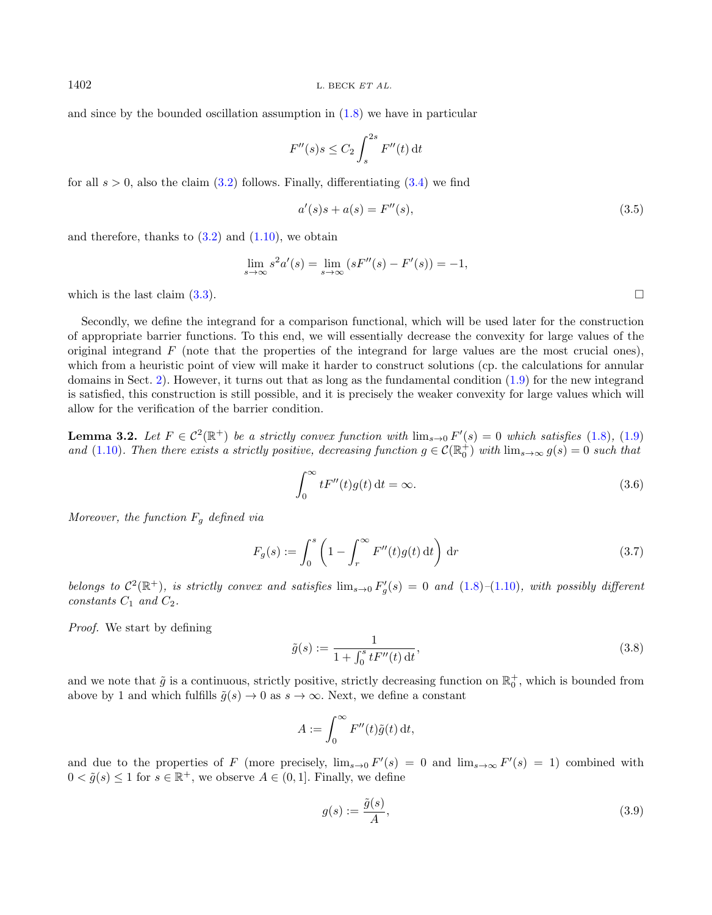and since by the bounded oscillation assumption in (1.8) we have in particular

$$F''(s)s \leq C_2 \int_s^{2s} F''(t)\,\mathrm{d}t$$

for all $s > 0$, also the claim (3.2) follows. Finally, differentiating (3.4) we find

$$a'(s)s + a(s) = F''(s), \tag{3.5}$$

and therefore, thanks to (3.2) and (1.10), we obtain

$$\lim_{s\to\infty} s^2 a'(s) = \lim_{s\to\infty} (sF''(s) - F'(s)) = -1,$$

which is the last claim (3.3). □

Secondly, we define the integrand for a comparison functional, which will be used later for the construction of appropriate barrier functions. To this end, we will essentially decrease the convexity for large values of the original integrand $F$ (note that the properties of the integrand for large values are the most crucial ones), which from a heuristic point of view will make it harder to construct solutions (cp. the calculations for annular domains in Sect. 2). However, it turns out that as long as the fundamental condition (1.9) for the new integrand is satisfied, this construction is still possible, and it is precisely the weaker convexity for large values which will allow for the verification of the barrier condition.

**Lemma 3.2.** *Let $F \in \mathcal{C}^2(\mathbb{R}^+)$ be a strictly convex function with $\lim_{s\to 0} F'(s) = 0$ which satisfies (1.8), (1.9) and (1.10). Then there exists a strictly positive, decreasing function $g \in \mathcal{C}(\mathbb{R}_0^+)$ with $\lim_{s\to\infty} g(s) = 0$ such that*

$$\int_0^\infty tF''(t)g(t)\,\mathrm{d}t = \infty. \tag{3.6}$$

*Moreover, the function $F_g$ defined via*

$$F_g(s) := \int_0^s \left(1 - \int_r^\infty F''(t)g(t)\,\mathrm{d}t\right)\,\mathrm{d}r \tag{3.7}$$

*belongs to $\mathcal{C}^2(\mathbb{R}^+)$, is strictly convex and satisfies $\lim_{s\to 0} F_g'(s) = 0$ and (1.8)–(1.10), with possibly different constants $C_1$ and $C_2$.*

*Proof.* We start by defining

$$\tilde{g}(s) := \frac{1}{1 + \int_0^s tF''(t)\,\mathrm{d}t}, \tag{3.8}$$

and we note that $\tilde{g}$ is a continuous, strictly positive, strictly decreasing function on $\mathbb{R}_0^+$, which is bounded from above by 1 and which fulfills $\tilde{g}(s) \to 0$ as $s \to \infty$. Next, we define a constant

$$A := \int_0^\infty F''(t)\tilde{g}(t)\,\mathrm{d}t,$$

and due to the properties of $F$ (more precisely, $\lim_{s\to 0} F'(s) = 0$ and $\lim_{s\to\infty} F'(s) = 1$) combined with $0 < \tilde{g}(s) \leq 1$ for $s \in \mathbb{R}^+$, we observe $A \in (0, 1]$. Finally, we define

$$g(s) := \frac{\tilde{g}(s)}{A}, \tag{3.9}$$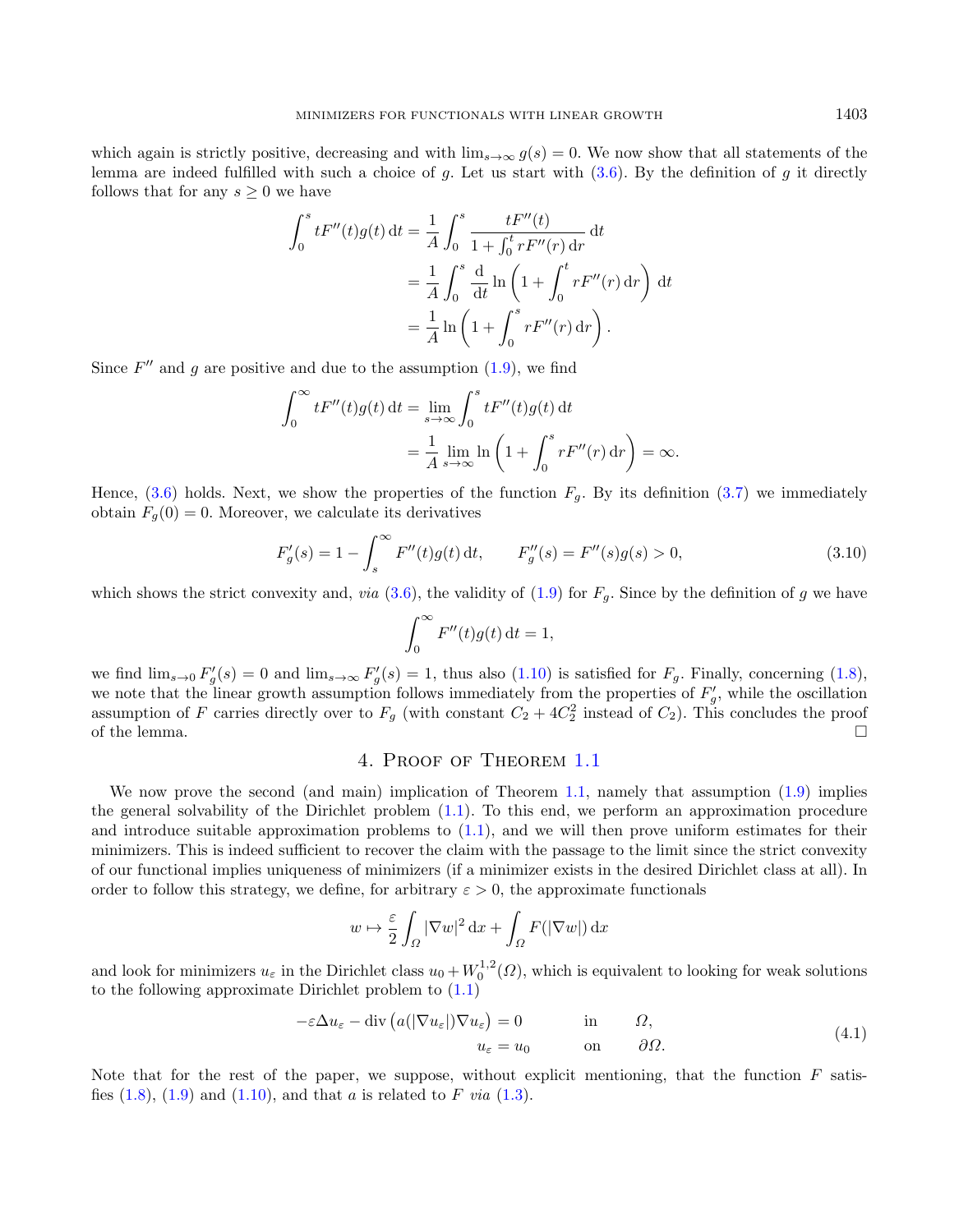which again is strictly positive, decreasing and with $\lim_{s\to\infty} g(s) = 0$. We now show that all statements of the lemma are indeed fulfilled with such a choice of $g$. Let us start with (3.6). By the definition of $g$ it directly follows that for any $s \geq 0$ we have

$$
\begin{aligned}
\int_0^s tF''(t)g(t)\,\mathrm{d}t &= \frac{1}{A}\int_0^s \frac{tF''(t)}{1+\int_0^t rF''(r)\,\mathrm{d}r}\,\mathrm{d}t \\
&= \frac{1}{A}\int_0^s \frac{\mathrm{d}}{\mathrm{d}t}\ln\left(1+\int_0^t rF''(r)\,\mathrm{d}r\right)\,\mathrm{d}t \\
&= \frac{1}{A}\ln\left(1+\int_0^s rF''(r)\,\mathrm{d}r\right).
\end{aligned}
$$

Since $F''$ and $g$ are positive and due to the assumption (1.9), we find

$$
\begin{aligned}
\int_0^\infty tF''(t)g(t)\,\mathrm{d}t &= \lim_{s\to\infty}\int_0^s tF''(t)g(t)\,\mathrm{d}t \\
&= \frac{1}{A}\lim_{s\to\infty}\ln\left(1+\int_0^s rF''(r)\,\mathrm{d}r\right) = \infty.
\end{aligned}
$$

Hence, (3.6) holds. Next, we show the properties of the function $F_g$. By its definition (3.7) we immediately obtain $F_g(0) = 0$. Moreover, we calculate its derivatives

$$
F_g'(s) = 1 - \int_s^\infty F''(t)g(t)\,\mathrm{d}t, \qquad F_g''(s) = F''(s)g(s) > 0, \tag{3.10}
$$

which shows the strict convexity and, *via* (3.6), the validity of (1.9) for $F_g$. Since by the definition of $g$ we have

$$
\int_0^\infty F''(t)g(t)\,\mathrm{d}t = 1,
$$

we find $\lim_{s\to 0} F_g'(s) = 0$ and $\lim_{s\to\infty} F_g'(s) = 1$, thus also (1.10) is satisfied for $F_g$. Finally, concerning (1.8), we note that the linear growth assumption follows immediately from the properties of $F_g'$, while the oscillation assumption of $F$ carries directly over to $F_g$ (with constant $C_2 + 4C_2^2$ instead of $C_2$). This concludes the proof of the lemma. □

## 4. Proof of Theorem 1.1

We now prove the second (and main) implication of Theorem 1.1, namely that assumption (1.9) implies the general solvability of the Dirichlet problem (1.1). To this end, we perform an approximation procedure and introduce suitable approximation problems to (1.1), and we will then prove uniform estimates for their minimizers. This is indeed sufficient to recover the claim with the passage to the limit since the strict convexity of our functional implies uniqueness of minimizers (if a minimizer exists in the desired Dirichlet class at all). In order to follow this strategy, we define, for arbitrary $\varepsilon > 0$, the approximate functionals

$$
w \mapsto \frac{\varepsilon}{2}\int_\Omega |\nabla w|^2\,\mathrm{d}x + \int_\Omega F(|\nabla w|)\,\mathrm{d}x
$$

and look for minimizers $u_\varepsilon$ in the Dirichlet class $u_0 + W_0^{1,2}(\Omega)$, which is equivalent to looking for weak solutions to the following approximate Dirichlet problem to (1.1)

$$
\begin{aligned}
-\varepsilon\Delta u_\varepsilon - \operatorname{div}\big(a(|\nabla u_\varepsilon|)\nabla u_\varepsilon\big) &= 0 \qquad \text{in} \qquad \Omega, \\
u_\varepsilon &= u_0 \qquad \text{on} \qquad \partial\Omega.
\end{aligned}
\tag{4.1}
$$

Note that for the rest of the paper, we suppose, without explicit mentioning, that the function $F$ satisfies (1.8), (1.9) and (1.10), and that $a$ is related to $F$ *via* (1.3).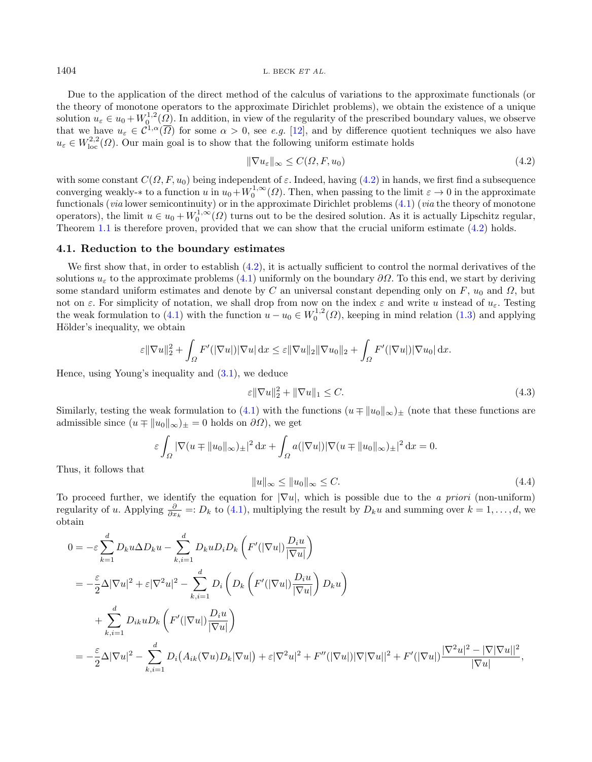Due to the application of the direct method of the calculus of variations to the approximate functionals (or the theory of monotone operators to the approximate Dirichlet problems), we obtain the existence of a unique solution $u_\varepsilon \in u_0 + W_0^{1,2}(\Omega)$. In addition, in view of the regularity of the prescribed boundary values, we observe that we have $u_\varepsilon \in \mathcal{C}^{1,\alpha}(\overline{\Omega})$ for some $\alpha > 0$, see *e.g.* [12], and by difference quotient techniques we also have $u_\varepsilon \in W^{2,2}_{\mathrm{loc}}(\Omega)$. Our main goal is to show that the following uniform estimate holds

$$\|\nabla u_\varepsilon\|_\infty \le C(\Omega, F, u_0) \tag{4.2}$$

with some constant $C(\Omega, F, u_0)$ being independent of $\varepsilon$. Indeed, having (4.2) in hands, we first find a subsequence converging weakly-$*$ to a function $u$ in $u_0 + W_0^{1,\infty}(\Omega)$. Then, when passing to the limit $\varepsilon \to 0$ in the approximate functionals (*via* lower semicontinuity) or in the approximate Dirichlet problems (4.1) (*via* the theory of monotone operators), the limit $u \in u_0 + W_0^{1,\infty}(\Omega)$ turns out to be the desired solution. As it is actually Lipschitz regular, Theorem 1.1 is therefore proven, provided that we can show that the crucial uniform estimate (4.2) holds.

### 4.1. Reduction to the boundary estimates

We first show that, in order to establish (4.2), it is actually sufficient to control the normal derivatives of the solutions $u_\varepsilon$ to the approximate problems (4.1) uniformly on the boundary $\partial\Omega$. To this end, we start by deriving some standard uniform estimates and denote by $C$ an universal constant depending only on $F$, $u_0$ and $\Omega$, but not on $\varepsilon$. For simplicity of notation, we shall drop from now on the index $\varepsilon$ and write $u$ instead of $u_\varepsilon$. Testing the weak formulation to (4.1) with the function $u - u_0 \in W_0^{1,2}(\Omega)$, keeping in mind relation (1.3) and applying Hölder's inequality, we obtain

$$\varepsilon\|\nabla u\|_2^2 + \int_\Omega F'(|\nabla u|)|\nabla u| \,\mathrm{d}x \le \varepsilon\|\nabla u\|_2\|\nabla u_0\|_2 + \int_\Omega F'(|\nabla u|)|\nabla u_0| \,\mathrm{d}x.$$

Hence, using Young's inequality and (3.1), we deduce

$$\varepsilon\|\nabla u\|_2^2 + \|\nabla u\|_1 \le C. \tag{4.3}$$

Similarly, testing the weak formulation to (4.1) with the functions $(u \mp \|u_0\|_\infty)_\pm$ (note that these functions are admissible since $(u \mp \|u_0\|_\infty)_\pm = 0$ holds on $\partial\Omega$), we get

$$\varepsilon \int_\Omega |\nabla(u \mp \|u_0\|_\infty)_\pm|^2 \,\mathrm{d}x + \int_\Omega a(|\nabla u|)|\nabla(u \mp \|u_0\|_\infty)_\pm|^2 \,\mathrm{d}x = 0.$$

Thus, it follows that

$$\|u\|_\infty \le \|u_0\|_\infty \le C. \tag{4.4}$$

To proceed further, we identify the equation for $|\nabla u|$, which is possible due to the *a priori* (non-uniform) regularity of $u$. Applying $\frac{\partial}{\partial x_k} =: D_k$ to (4.1), multiplying the result by $D_k u$ and summing over $k = 1, \ldots, d$, we obtain

$$\begin{aligned}
0 &= -\varepsilon \sum_{k=1}^d D_k u \Delta D_k u - \sum_{k,i=1}^d D_k u D_i D_k \left(F'(|\nabla u|)\frac{D_i u}{|\nabla u|}\right) \\
&= -\frac{\varepsilon}{2}\Delta|\nabla u|^2 + \varepsilon|\nabla^2 u|^2 - \sum_{k,i=1}^d D_i\left(D_k\left(F'(|\nabla u|)\frac{D_i u}{|\nabla u|}\right) D_k u\right) \\
&\quad + \sum_{k,i=1}^d D_{ik} u D_k \left(F'(|\nabla u|)\frac{D_i u}{|\nabla u|}\right) \\
&= -\frac{\varepsilon}{2}\Delta|\nabla u|^2 - \sum_{k,i=1}^d D_i\big(A_{ik}(\nabla u) D_k|\nabla u|\big) + \varepsilon|\nabla^2 u|^2 + F''(|\nabla u|)|\nabla|\nabla u||^2 + F'(|\nabla u|)\frac{|\nabla^2 u|^2 - |\nabla|\nabla u||^2}{|\nabla u|},
\end{aligned}$$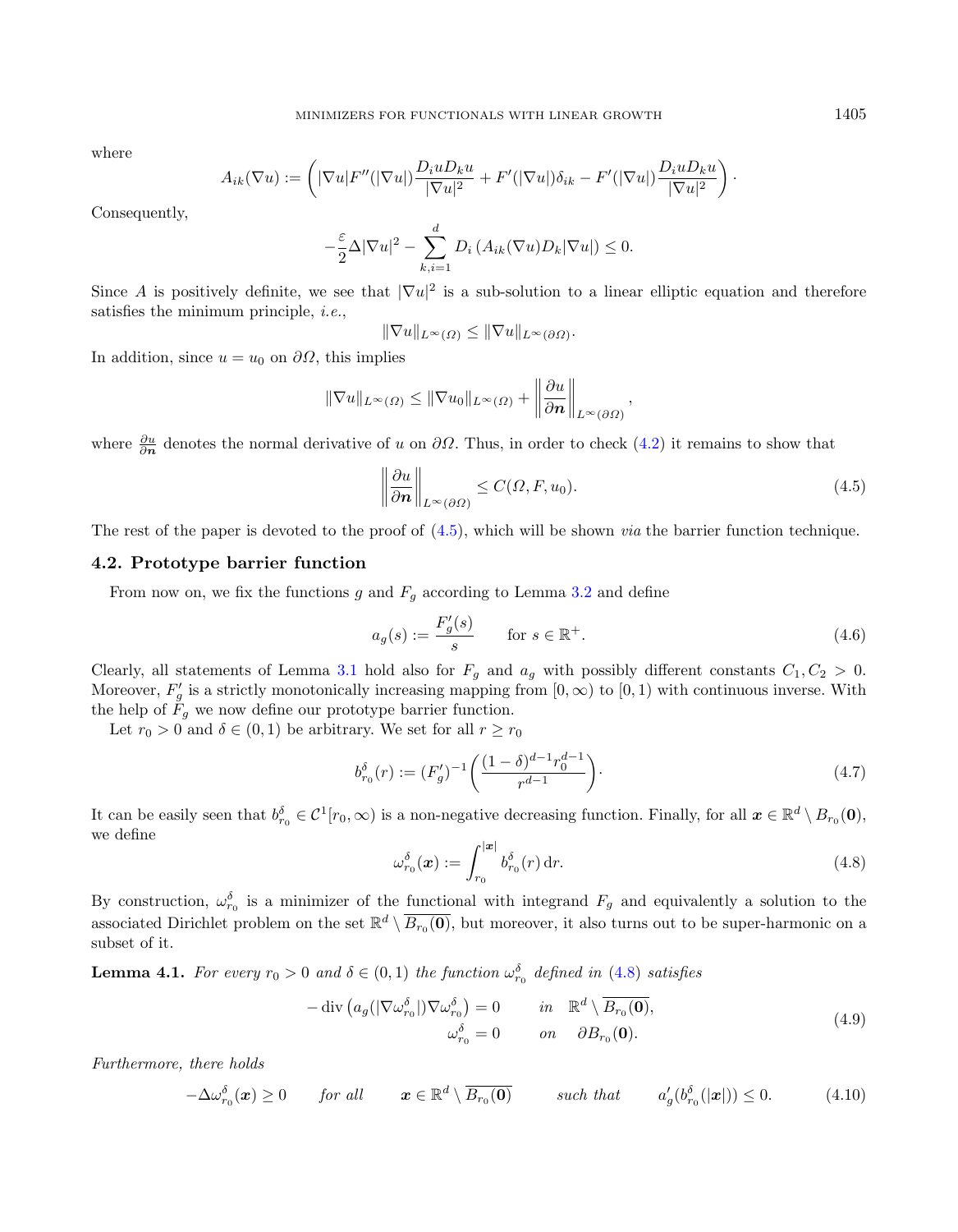where

$$A_{ik}(\nabla u) := \left( |\nabla u| F''(|\nabla u|) \frac{D_i u D_k u}{|\nabla u|^2} + F'(|\nabla u|)\delta_{ik} - F'(|\nabla u|) \frac{D_i u D_k u}{|\nabla u|^2} \right).$$

Consequently,

$$-\frac{\varepsilon}{2}\Delta |\nabla u|^2 - \sum_{k,i=1}^{d} D_i \left( A_{ik}(\nabla u) D_k |\nabla u| \right) \leq 0.$$

Since $A$ is positively definite, we see that $|\nabla u|^2$ is a sub-solution to a linear elliptic equation and therefore satisfies the minimum principle, *i.e.*,

$$\|\nabla u\|_{L^\infty(\Omega)} \leq \|\nabla u\|_{L^\infty(\partial\Omega)}.$$

In addition, since $u = u_0$ on $\partial\Omega$, this implies

$$\|\nabla u\|_{L^\infty(\Omega)} \leq \|\nabla u_0\|_{L^\infty(\Omega)} + \left\| \frac{\partial u}{\partial \boldsymbol{n}} \right\|_{L^\infty(\partial\Omega)},$$

where $\frac{\partial u}{\partial \boldsymbol{n}}$ denotes the normal derivative of $u$ on $\partial\Omega$. Thus, in order to check (4.2) it remains to show that

$$\left\| \frac{\partial u}{\partial \boldsymbol{n}} \right\|_{L^\infty(\partial\Omega)} \leq C(\Omega, F, u_0). \tag{4.5}$$

The rest of the paper is devoted to the proof of (4.5), which will be shown *via* the barrier function technique.

## 4.2. Prototype barrier function

From now on, we fix the functions $g$ and $F_g$ according to Lemma 3.2 and define

$$a_g(s) := \frac{F_g'(s)}{s} \qquad \text{for } s \in \mathbb{R}^+. \tag{4.6}$$

Clearly, all statements of Lemma 3.1 hold also for $F_g$ and $a_g$ with possibly different constants $C_1, C_2 > 0$. Moreover, $F_g'$ is a strictly monotonically increasing mapping from $[0,\infty)$ to $[0,1)$ with continuous inverse. With the help of $F_g$ we now define our prototype barrier function.

Let $r_0 > 0$ and $\delta \in (0,1)$ be arbitrary. We set for all $r \geq r_0$

$$b_{r_0}^\delta(r) := (F_g')^{-1}\left( \frac{(1-\delta)^{d-1} r_0^{d-1}}{r^{d-1}} \right). \tag{4.7}$$

It can be easily seen that $b_{r_0}^\delta \in \mathcal{C}^1[r_0,\infty)$ is a non-negative decreasing function. Finally, for all $\boldsymbol{x} \in \mathbb{R}^d \setminus B_{r_0}(\boldsymbol{0})$, we define

$$\omega_{r_0}^\delta(\boldsymbol{x}) := \int_{r_0}^{|\boldsymbol{x}|} b_{r_0}^\delta(r)\, \mathrm{d}r. \tag{4.8}$$

By construction, $\omega_{r_0}^\delta$ is a minimizer of the functional with integrand $F_g$ and equivalently a solution to the associated Dirichlet problem on the set $\mathbb{R}^d \setminus \overline{B_{r_0}(\boldsymbol{0})}$, but moreover, it also turns out to be super-harmonic on a subset of it.

**Lemma 4.1.** *For every $r_0 > 0$ and $\delta \in (0,1)$ the function $\omega_{r_0}^\delta$ defined in (4.8) satisfies*

$$\begin{aligned} -\operatorname{div}\left( a_g(|\nabla \omega_{r_0}^\delta|) \nabla \omega_{r_0}^\delta \right) &= 0 \qquad \text{in} \quad \mathbb{R}^d \setminus \overline{B_{r_0}(\boldsymbol{0})}, \\ \omega_{r_0}^\delta &= 0 \qquad \text{on} \quad \partial B_{r_0}(\boldsymbol{0}). \end{aligned} \tag{4.9}$$

*Furthermore, there holds*

$$-\Delta \omega_{r_0}^\delta(\boldsymbol{x}) \geq 0 \qquad \text{for all} \qquad \boldsymbol{x} \in \mathbb{R}^d \setminus \overline{B_{r_0}(\boldsymbol{0})} \qquad \text{such that} \qquad a_g'(b_{r_0}^\delta(|\boldsymbol{x}|)) \leq 0. \tag{4.10}$$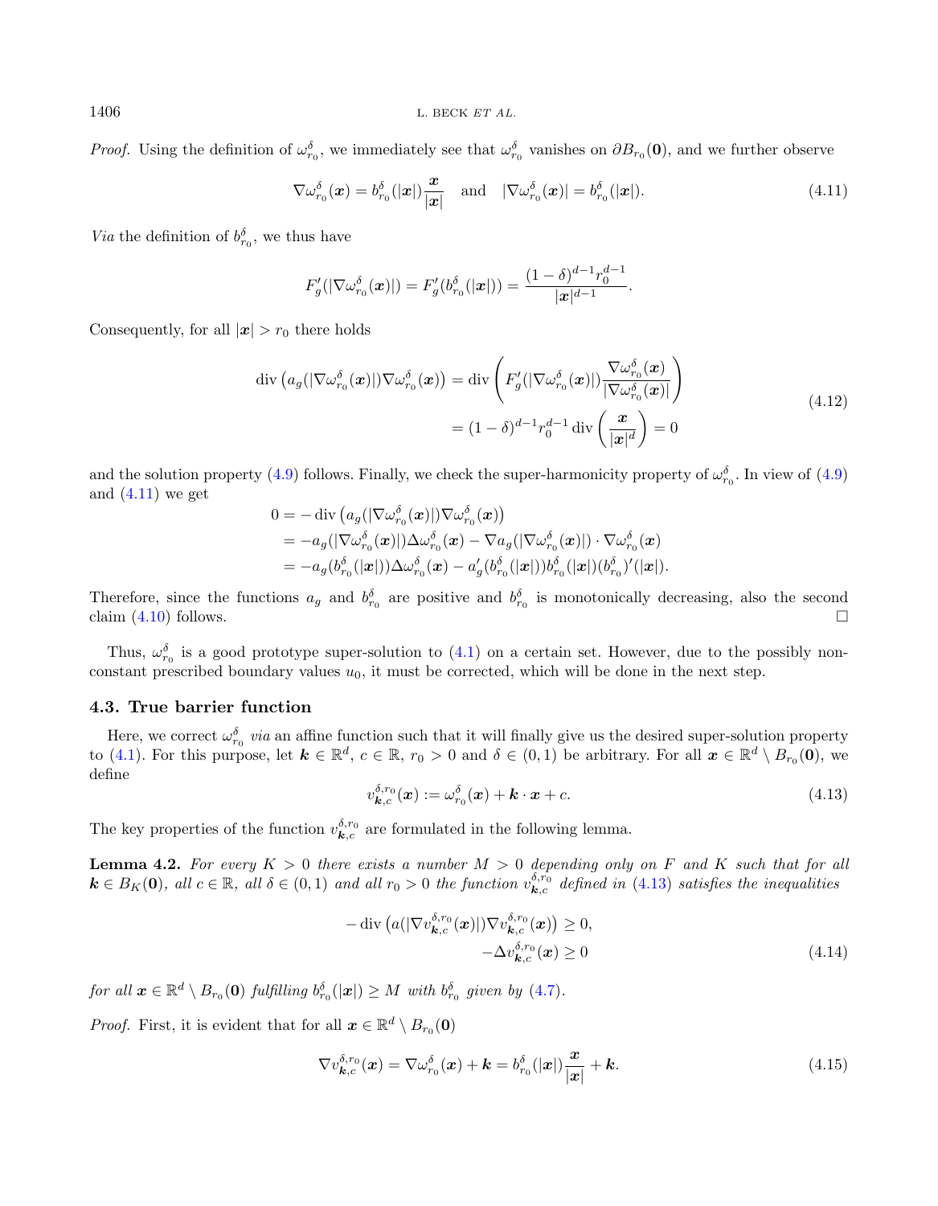*Proof.* Using the definition of $\omega_{r_0}^\delta$, we immediately see that $\omega_{r_0}^\delta$ vanishes on $\partial B_{r_0}(\mathbf{0})$, and we further observe

$$\nabla \omega_{r_0}^\delta(\boldsymbol{x}) = b_{r_0}^\delta(|\boldsymbol{x}|)\frac{\boldsymbol{x}}{|\boldsymbol{x}|} \quad \text{and} \quad |\nabla \omega_{r_0}^\delta(\boldsymbol{x})| = b_{r_0}^\delta(|\boldsymbol{x}|). \tag{4.11}$$

*Via* the definition of $b_{r_0}^\delta$, we thus have

$$F_g'(|\nabla \omega_{r_0}^\delta(\boldsymbol{x})|) = F_g'(b_{r_0}^\delta(|\boldsymbol{x}|)) = \frac{(1-\delta)^{d-1} r_0^{d-1}}{|\boldsymbol{x}|^{d-1}}.$$

Consequently, for all $|\boldsymbol{x}| > r_0$ there holds

$$\begin{aligned} \operatorname{div}\left(a_g(|\nabla \omega_{r_0}^\delta(\boldsymbol{x})|)\nabla \omega_{r_0}^\delta(\boldsymbol{x})\right) &= \operatorname{div}\left(F_g'(|\nabla \omega_{r_0}^\delta(\boldsymbol{x})|)\frac{\nabla \omega_{r_0}^\delta(\boldsymbol{x})}{|\nabla \omega_{r_0}^\delta(\boldsymbol{x})|}\right) \\ &= (1-\delta)^{d-1} r_0^{d-1} \operatorname{div}\left(\frac{\boldsymbol{x}}{|\boldsymbol{x}|^d}\right) = 0 \end{aligned} \tag{4.12}$$

and the solution property (4.9) follows. Finally, we check the super-harmonicity property of $\omega_{r_0}^\delta$. In view of (4.9) and (4.11) we get

$$\begin{aligned} 0 &= -\operatorname{div}\left(a_g(|\nabla \omega_{r_0}^\delta(\boldsymbol{x})|)\nabla \omega_{r_0}^\delta(\boldsymbol{x})\right) \\ &= -a_g(|\nabla \omega_{r_0}^\delta(\boldsymbol{x})|)\Delta \omega_{r_0}^\delta(\boldsymbol{x}) - \nabla a_g(|\nabla \omega_{r_0}^\delta(\boldsymbol{x})|)\cdot \nabla \omega_{r_0}^\delta(\boldsymbol{x}) \\ &= -a_g(b_{r_0}^\delta(|\boldsymbol{x}|))\Delta \omega_{r_0}^\delta(\boldsymbol{x}) - a_g'(b_{r_0}^\delta(|\boldsymbol{x}|)) b_{r_0}^\delta(|\boldsymbol{x}|)(b_{r_0}^\delta)'(|\boldsymbol{x}|). \end{aligned}$$

Therefore, since the functions $a_g$ and $b_{r_0}^\delta$ are positive and $b_{r_0}^\delta$ is monotonically decreasing, also the second claim (4.10) follows. □

Thus, $\omega_{r_0}^\delta$ is a good prototype super-solution to (4.1) on a certain set. However, due to the possibly non-constant prescribed boundary values $u_0$, it must be corrected, which will be done in the next step.

### 4.3. True barrier function

Here, we correct $\omega_{r_0}^\delta$ *via* an affine function such that it will finally give us the desired super-solution property to (4.1). For this purpose, let $\boldsymbol{k} \in \mathbb{R}^d$, $c \in \mathbb{R}$, $r_0 > 0$ and $\delta \in (0,1)$ be arbitrary. For all $\boldsymbol{x} \in \mathbb{R}^d \setminus B_{r_0}(\mathbf{0})$, we define

$$v_{\boldsymbol{k},c}^{\delta,r_0}(\boldsymbol{x}) := \omega_{r_0}^\delta(\boldsymbol{x}) + \boldsymbol{k}\cdot\boldsymbol{x} + c. \tag{4.13}$$

The key properties of the function $v_{\boldsymbol{k},c}^{\delta,r_0}$ are formulated in the following lemma.

**Lemma 4.2.** *For every $K > 0$ there exists a number $M > 0$ depending only on $F$ and $K$ such that for all $\boldsymbol{k} \in B_K(\mathbf{0})$, all $c \in \mathbb{R}$, all $\delta \in (0,1)$ and all $r_0 > 0$ the function $v_{\boldsymbol{k},c}^{\delta,r_0}$ defined in (4.13) satisfies the inequalities*

$$\begin{aligned} -\operatorname{div}\left(a(|\nabla v_{\boldsymbol{k},c}^{\delta,r_0}(\boldsymbol{x})|)\nabla v_{\boldsymbol{k},c}^{\delta,r_0}(\boldsymbol{x})\right) &\geq 0, \\ -\Delta v_{\boldsymbol{k},c}^{\delta,r_0}(\boldsymbol{x}) &\geq 0 \end{aligned} \tag{4.14}$$

*for all $\boldsymbol{x} \in \mathbb{R}^d \setminus B_{r_0}(\mathbf{0})$ fulfilling $b_{r_0}^\delta(|\boldsymbol{x}|) \geq M$ with $b_{r_0}^\delta$ given by (4.7).*

*Proof.* First, it is evident that for all $\boldsymbol{x} \in \mathbb{R}^d \setminus B_{r_0}(\mathbf{0})$

$$\nabla v_{\boldsymbol{k},c}^{\delta,r_0}(\boldsymbol{x}) = \nabla \omega_{r_0}^\delta(\boldsymbol{x}) + \boldsymbol{k} = b_{r_0}^\delta(|\boldsymbol{x}|)\frac{\boldsymbol{x}}{|\boldsymbol{x}|} + \boldsymbol{k}. \tag{4.15}$$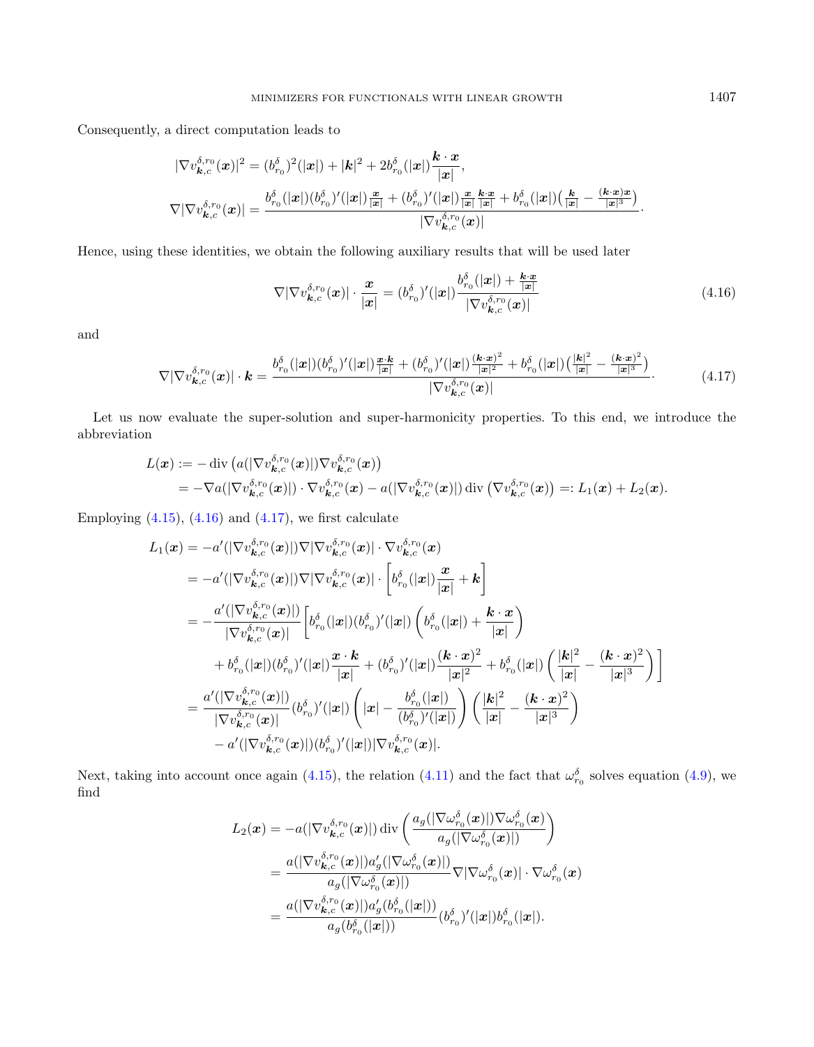Consequently, a direct computation leads to

$$
\begin{aligned}
|\nabla v_{\boldsymbol{k},c}^{\delta,r_0}(\boldsymbol{x})|^2 &= (b_{r_0}^{\delta})^2(|\boldsymbol{x}|) + |\boldsymbol{k}|^2 + 2b_{r_0}^{\delta}(|\boldsymbol{x}|)\frac{\boldsymbol{k}\cdot\boldsymbol{x}}{|\boldsymbol{x}|},\\
\nabla|\nabla v_{\boldsymbol{k},c}^{\delta,r_0}(\boldsymbol{x})| &= \frac{b_{r_0}^{\delta}(|\boldsymbol{x}|)(b_{r_0}^{\delta})'(|\boldsymbol{x}|)\frac{\boldsymbol{x}}{|\boldsymbol{x}|} + (b_{r_0}^{\delta})'(|\boldsymbol{x}|)\frac{\boldsymbol{x}}{|\boldsymbol{x}|}\frac{\boldsymbol{k}\cdot\boldsymbol{x}}{|\boldsymbol{x}|} + b_{r_0}^{\delta}(|\boldsymbol{x}|)\Big(\frac{\boldsymbol{k}}{|\boldsymbol{x}|} - \frac{(\boldsymbol{k}\cdot\boldsymbol{x})\boldsymbol{x}}{|\boldsymbol{x}|^3}\Big)}{|\nabla v_{\boldsymbol{k},c}^{\delta,r_0}(\boldsymbol{x})|}\cdot
\end{aligned}
$$

Hence, using these identities, we obtain the following auxiliary results that will be used later

$$
\nabla|\nabla v_{\boldsymbol{k},c}^{\delta,r_0}(\boldsymbol{x})|\cdot\frac{\boldsymbol{x}}{|\boldsymbol{x}|} = (b_{r_0}^{\delta})'(|\boldsymbol{x}|)\frac{b_{r_0}^{\delta}(|\boldsymbol{x}|) + \frac{\boldsymbol{k}\cdot\boldsymbol{x}}{|\boldsymbol{x}|}}{|\nabla v_{\boldsymbol{k},c}^{\delta,r_0}(\boldsymbol{x})|} \tag{4.16}
$$

and

$$
\nabla|\nabla v_{\boldsymbol{k},c}^{\delta,r_0}(\boldsymbol{x})|\cdot\boldsymbol{k} = \frac{b_{r_0}^{\delta}(|\boldsymbol{x}|)(b_{r_0}^{\delta})'(|\boldsymbol{x}|)\frac{\boldsymbol{x}\cdot\boldsymbol{k}}{|\boldsymbol{x}|} + (b_{r_0}^{\delta})'(|\boldsymbol{x}|)\frac{(\boldsymbol{k}\cdot\boldsymbol{x})^2}{|\boldsymbol{x}|^2} + b_{r_0}^{\delta}(|\boldsymbol{x}|)\Big(\frac{|\boldsymbol{k}|^2}{|\boldsymbol{x}|} - \frac{(\boldsymbol{k}\cdot\boldsymbol{x})^2}{|\boldsymbol{x}|^3}\Big)}{|\nabla v_{\boldsymbol{k},c}^{\delta,r_0}(\boldsymbol{x})|}\cdot \tag{4.17}
$$

Let us now evaluate the super-solution and super-harmonicity properties. To this end, we introduce the abbreviation

$$
\begin{aligned}
L(\boldsymbol{x}) &:= -\operatorname{div}\big(a(|\nabla v_{\boldsymbol{k},c}^{\delta,r_0}(\boldsymbol{x})|)\nabla v_{\boldsymbol{k},c}^{\delta,r_0}(\boldsymbol{x})\big)\\
&= -\nabla a(|\nabla v_{\boldsymbol{k},c}^{\delta,r_0}(\boldsymbol{x})|)\cdot\nabla v_{\boldsymbol{k},c}^{\delta,r_0}(\boldsymbol{x}) - a(|\nabla v_{\boldsymbol{k},c}^{\delta,r_0}(\boldsymbol{x})|)\operatorname{div}\big(\nabla v_{\boldsymbol{k},c}^{\delta,r_0}(\boldsymbol{x})\big) =: L_1(\boldsymbol{x}) + L_2(\boldsymbol{x}).
\end{aligned}
$$

Employing (4.15), (4.16) and (4.17), we first calculate

$$
\begin{aligned}
L_1(\boldsymbol{x}) &= -a'(|\nabla v_{\boldsymbol{k},c}^{\delta,r_0}(\boldsymbol{x})|)\nabla|\nabla v_{\boldsymbol{k},c}^{\delta,r_0}(\boldsymbol{x})|\cdot\nabla v_{\boldsymbol{k},c}^{\delta,r_0}(\boldsymbol{x})\\
&= -a'(|\nabla v_{\boldsymbol{k},c}^{\delta,r_0}(\boldsymbol{x})|)\nabla|\nabla v_{\boldsymbol{k},c}^{\delta,r_0}(\boldsymbol{x})|\cdot\left[b_{r_0}^{\delta}(|\boldsymbol{x}|)\frac{\boldsymbol{x}}{|\boldsymbol{x}|} + \boldsymbol{k}\right]\\
&= -\frac{a'(|\nabla v_{\boldsymbol{k},c}^{\delta,r_0}(\boldsymbol{x})|)}{|\nabla v_{\boldsymbol{k},c}^{\delta,r_0}(\boldsymbol{x})|}\bigg[b_{r_0}^{\delta}(|\boldsymbol{x}|)(b_{r_0}^{\delta})'(|\boldsymbol{x}|)\left(b_{r_0}^{\delta}(|\boldsymbol{x}|) + \frac{\boldsymbol{k}\cdot\boldsymbol{x}}{|\boldsymbol{x}|}\right)\\
&\qquad + b_{r_0}^{\delta}(|\boldsymbol{x}|)(b_{r_0}^{\delta})'(|\boldsymbol{x}|)\frac{\boldsymbol{x}\cdot\boldsymbol{k}}{|\boldsymbol{x}|} + (b_{r_0}^{\delta})'(|\boldsymbol{x}|)\frac{(\boldsymbol{k}\cdot\boldsymbol{x})^2}{|\boldsymbol{x}|^2} + b_{r_0}^{\delta}(|\boldsymbol{x}|)\left(\frac{|\boldsymbol{k}|^2}{|\boldsymbol{x}|} - \frac{(\boldsymbol{k}\cdot\boldsymbol{x})^2}{|\boldsymbol{x}|^3}\right)\bigg]\\
&= \frac{a'(|\nabla v_{\boldsymbol{k},c}^{\delta,r_0}(\boldsymbol{x})|)}{|\nabla v_{\boldsymbol{k},c}^{\delta,r_0}(\boldsymbol{x})|}(b_{r_0}^{\delta})'(|\boldsymbol{x}|)\left(|\boldsymbol{x}| - \frac{b_{r_0}^{\delta}(|\boldsymbol{x}|)}{(b_{r_0}^{\delta})'(|\boldsymbol{x}|)}\right)\left(\frac{|\boldsymbol{k}|^2}{|\boldsymbol{x}|} - \frac{(\boldsymbol{k}\cdot\boldsymbol{x})^2}{|\boldsymbol{x}|^3}\right)\\
&\qquad - a'(|\nabla v_{\boldsymbol{k},c}^{\delta,r_0}(\boldsymbol{x})|)(b_{r_0}^{\delta})'(|\boldsymbol{x}|)|\nabla v_{\boldsymbol{k},c}^{\delta,r_0}(\boldsymbol{x})|.
\end{aligned}
$$

Next, taking into account once again (4.15), the relation (4.11) and the fact that $\omega_{r_0}^{\delta}$ solves equation (4.9), we find

$$
\begin{aligned}
L_2(\boldsymbol{x}) &= -a(|\nabla v_{\boldsymbol{k},c}^{\delta,r_0}(\boldsymbol{x})|)\operatorname{div}\left(\frac{a_g(|\nabla\omega_{r_0}^{\delta}(\boldsymbol{x})|)\nabla\omega_{r_0}^{\delta}(\boldsymbol{x})}{a_g(|\nabla\omega_{r_0}^{\delta}(\boldsymbol{x})|)}\right)\\
&= \frac{a(|\nabla v_{\boldsymbol{k},c}^{\delta,r_0}(\boldsymbol{x})|)a_g'(|\nabla\omega_{r_0}^{\delta}(\boldsymbol{x})|)}{a_g(|\nabla\omega_{r_0}^{\delta}(\boldsymbol{x})|)}\nabla|\nabla\omega_{r_0}^{\delta}(\boldsymbol{x})|\cdot\nabla\omega_{r_0}^{\delta}(\boldsymbol{x})\\
&= \frac{a(|\nabla v_{\boldsymbol{k},c}^{\delta,r_0}(\boldsymbol{x})|)a_g'(b_{r_0}^{\delta}(|\boldsymbol{x}|))}{a_g(b_{r_0}^{\delta}(|\boldsymbol{x}|))}(b_{r_0}^{\delta})'(|\boldsymbol{x}|)b_{r_0}^{\delta}(|\boldsymbol{x}|).
\end{aligned}
$$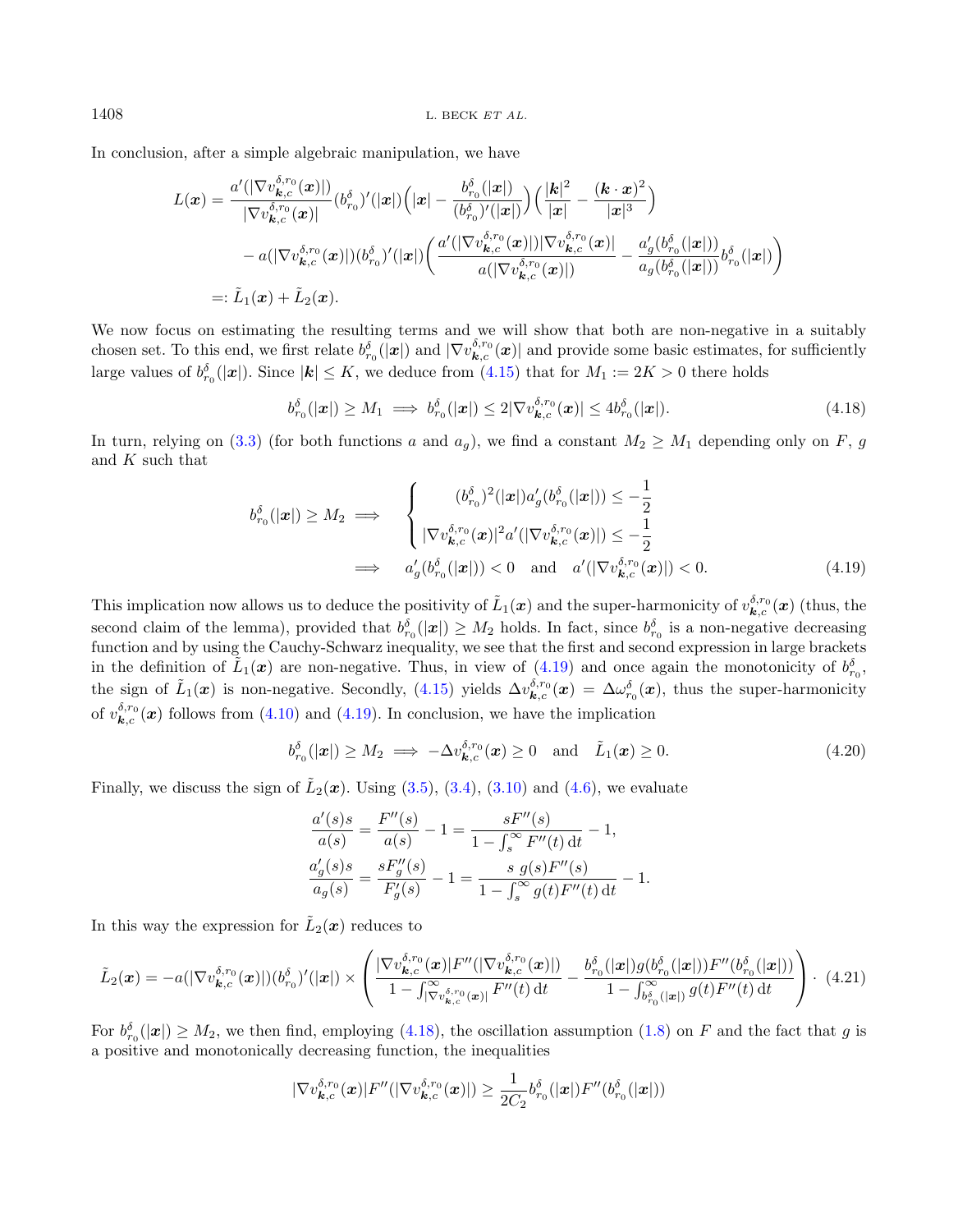In conclusion, after a simple algebraic manipulation, we have

$$
\begin{aligned}
L(\boldsymbol{x}) &= \frac{a'(|\nabla v^{\delta,r_0}_{\boldsymbol{k},c}(\boldsymbol{x})|)}{|\nabla v^{\delta,r_0}_{\boldsymbol{k},c}(\boldsymbol{x})|}(b^{\delta}_{r_0})'(|\boldsymbol{x}|)\Big(|\boldsymbol{x}| - \frac{b^{\delta}_{r_0}(|\boldsymbol{x}|)}{(b^{\delta}_{r_0})'(|\boldsymbol{x}|)}\Big)\Big(\frac{|\boldsymbol{k}|^2}{|\boldsymbol{x}|} - \frac{(\boldsymbol{k}\cdot\boldsymbol{x})^2}{|\boldsymbol{x}|^3}\Big) \\
&\quad - a(|\nabla v^{\delta,r_0}_{\boldsymbol{k},c}(\boldsymbol{x})|)(b^{\delta}_{r_0})'(|\boldsymbol{x}|)\Big(\frac{a'(|\nabla v^{\delta,r_0}_{\boldsymbol{k},c}(\boldsymbol{x})|)|\nabla v^{\delta,r_0}_{\boldsymbol{k},c}(\boldsymbol{x})|}{a(|\nabla v^{\delta,r_0}_{\boldsymbol{k},c}(\boldsymbol{x})|)} - \frac{a_g'(b^{\delta}_{r_0}(|\boldsymbol{x}|))}{a_g(b^{\delta}_{r_0}(|\boldsymbol{x}|))}b^{\delta}_{r_0}(|\boldsymbol{x}|)\Big) \\
&=: \tilde{L}_1(\boldsymbol{x}) + \tilde{L}_2(\boldsymbol{x}).
\end{aligned}
$$

We now focus on estimating the resulting terms and we will show that both are non-negative in a suitably chosen set. To this end, we first relate $b^{\delta}_{r_0}(|\boldsymbol{x}|)$ and $|\nabla v^{\delta,r_0}_{\boldsymbol{k},c}(\boldsymbol{x})|$ and provide some basic estimates, for sufficiently large values of $b^{\delta}_{r_0}(|\boldsymbol{x}|)$. Since $|\boldsymbol{k}| \le K$, we deduce from (4.15) that for $M_1 := 2K > 0$ there holds

$$
b^{\delta}_{r_0}(|\boldsymbol{x}|) \ge M_1 \implies b^{\delta}_{r_0}(|\boldsymbol{x}|) \le 2|\nabla v^{\delta,r_0}_{\boldsymbol{k},c}(\boldsymbol{x})| \le 4b^{\delta}_{r_0}(|\boldsymbol{x}|). \tag{4.18}
$$

In turn, relying on (3.3) (for both functions $a$ and $a_g$), we find a constant $M_2 \ge M_1$ depending only on $F$, $g$ and $K$ such that

$$
\begin{aligned}
b^{\delta}_{r_0}(|\boldsymbol{x}|) \ge M_2 \implies &\quad \begin{cases} (b^{\delta}_{r_0})^2(|\boldsymbol{x}|)a_g'(b^{\delta}_{r_0}(|\boldsymbol{x}|)) \le -\dfrac{1}{2} \\ |\nabla v^{\delta,r_0}_{\boldsymbol{k},c}(\boldsymbol{x})|^2 a'(|\nabla v^{\delta,r_0}_{\boldsymbol{k},c}(\boldsymbol{x})|) \le -\dfrac{1}{2} \end{cases} \\
\implies &\quad a_g'(b^{\delta}_{r_0}(|\boldsymbol{x}|)) < 0 \quad \text{and} \quad a'(|\nabla v^{\delta,r_0}_{\boldsymbol{k},c}(\boldsymbol{x})|) < 0.
\end{aligned} \tag{4.19}
$$

This implication now allows us to deduce the positivity of $\tilde{L}_1(\boldsymbol{x})$ and the super-harmonicity of $v^{\delta,r_0}_{\boldsymbol{k},c}(\boldsymbol{x})$ (thus, the second claim of the lemma), provided that $b^{\delta}_{r_0}(|\boldsymbol{x}|) \ge M_2$ holds. In fact, since $b^{\delta}_{r_0}$ is a non-negative decreasing function and by using the Cauchy-Schwarz inequality, we see that the first and second expression in large brackets in the definition of $\tilde{L}_1(\boldsymbol{x})$ are non-negative. Thus, in view of (4.19) and once again the monotonicity of $b^{\delta}_{r_0}$, the sign of $\tilde{L}_1(\boldsymbol{x})$ is non-negative. Secondly, (4.15) yields $\Delta v^{\delta,r_0}_{\boldsymbol{k},c}(\boldsymbol{x}) = \Delta \omega^{\delta}_{r_0}(\boldsymbol{x})$, thus the super-harmonicity of $v^{\delta,r_0}_{\boldsymbol{k},c}(\boldsymbol{x})$ follows from (4.10) and (4.19). In conclusion, we have the implication

$$
b^{\delta}_{r_0}(|\boldsymbol{x}|) \ge M_2 \implies -\Delta v^{\delta,r_0}_{\boldsymbol{k},c}(\boldsymbol{x}) \ge 0 \quad \text{and} \quad \tilde{L}_1(\boldsymbol{x}) \ge 0. \tag{4.20}
$$

Finally, we discuss the sign of $\tilde{L}_2(\boldsymbol{x})$. Using (3.5), (3.4), (3.10) and (4.6), we evaluate

$$
\begin{aligned}
\frac{a'(s)s}{a(s)} &= \frac{F''(s)}{a(s)} - 1 = \frac{sF''(s)}{1 - \int_s^\infty F''(t)\,\mathrm{d}t} - 1, \\
\frac{a_g'(s)s}{a_g(s)} &= \frac{sF_g''(s)}{F_g'(s)} - 1 = \frac{s\ g(s)F''(s)}{1 - \int_s^\infty g(t)F''(t)\,\mathrm{d}t} - 1.
\end{aligned}
$$

In this way the expression for $\tilde{L}_2(\boldsymbol{x})$ reduces to

$$
\tilde{L}_2(\boldsymbol{x}) = -a(|\nabla v^{\delta,r_0}_{\boldsymbol{k},c}(\boldsymbol{x})|)(b^{\delta}_{r_0})'(|\boldsymbol{x}|) \times \left( \frac{|\nabla v^{\delta,r_0}_{\boldsymbol{k},c}(\boldsymbol{x})|F''(|\nabla v^{\delta,r_0}_{\boldsymbol{k},c}(\boldsymbol{x})|)}{1 - \int_{|\nabla v^{\delta,r_0}_{\boldsymbol{k},c}(\boldsymbol{x})|}^\infty F''(t)\,\mathrm{d}t} - \frac{b^{\delta}_{r_0}(|\boldsymbol{x}|)g(b^{\delta}_{r_0}(|\boldsymbol{x}|))F''(b^{\delta}_{r_0}(|\boldsymbol{x}|))}{1 - \int_{b^{\delta}_{r_0}(|\boldsymbol{x}|)}^\infty g(t)F''(t)\,\mathrm{d}t} \right) \cdot \tag{4.21}
$$

For $b^{\delta}_{r_0}(|\boldsymbol{x}|) \ge M_2$, we then find, employing (4.18), the oscillation assumption (1.8) on $F$ and the fact that $g$ is a positive and monotonically decreasing function, the inequalities

$$
|\nabla v^{\delta,r_0}_{\boldsymbol{k},c}(\boldsymbol{x})|F''(|\nabla v^{\delta,r_0}_{\boldsymbol{k},c}(\boldsymbol{x})|) \ge \frac{1}{2C_2} b^{\delta}_{r_0}(|\boldsymbol{x}|)F''(b^{\delta}_{r_0}(|\boldsymbol{x}|))
$$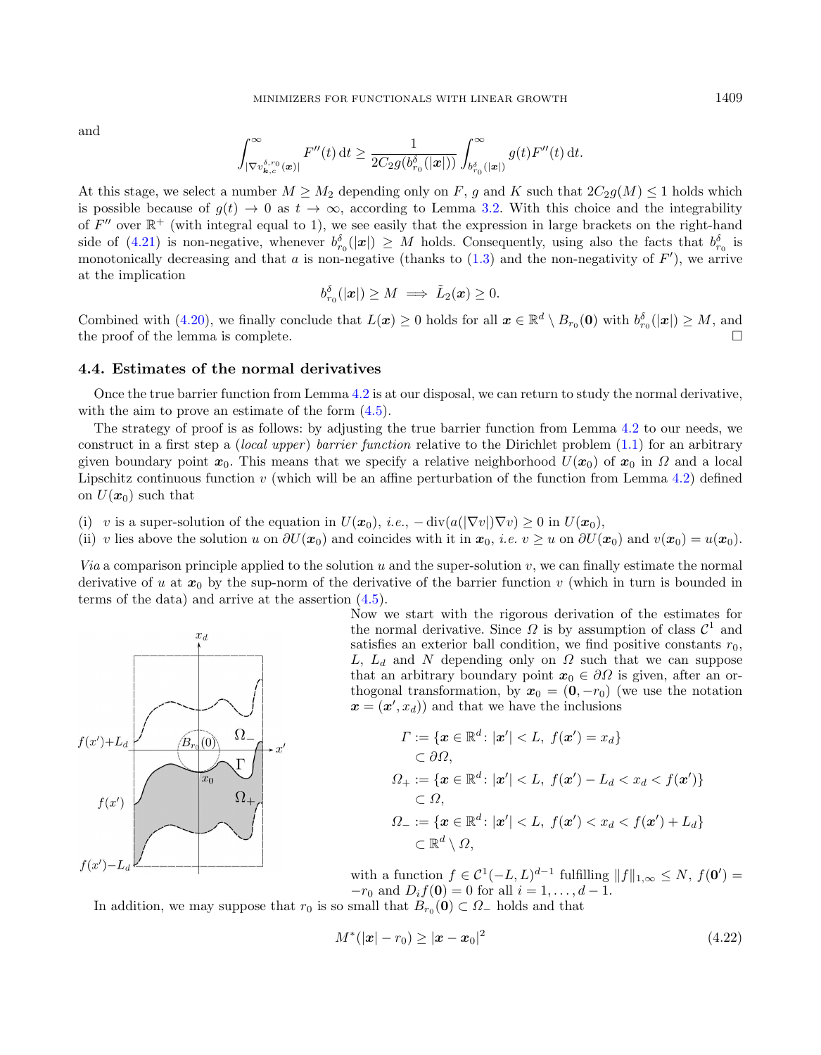and

$$\int_{|\nabla v^{\delta,r_0}_{\boldsymbol{\kappa},c}(\boldsymbol{x})|}^{\infty} F''(t)\,\mathrm{d}t \geq \frac{1}{2C_2 g(b^{\delta}_{r_0}(|\boldsymbol{x}|))} \int_{b^{\delta}_{r_0}(|\boldsymbol{x}|)}^{\infty} g(t)F''(t)\,\mathrm{d}t.$$

At this stage, we select a number $M \geq M_2$ depending only on $F$, $g$ and $K$ such that $2C_2 g(M) \leq 1$ holds which is possible because of $g(t) \to 0$ as $t \to \infty$, according to Lemma 3.2. With this choice and the integrability of $F''$ over $\mathbb{R}^+$ (with integral equal to 1), we see easily that the expression in large brackets on the right-hand side of (4.21) is non-negative, whenever $b^{\delta}_{r_0}(|\boldsymbol{x}|) \geq M$ holds. Consequently, using also the facts that $b^{\delta}_{r_0}$ is monotonically decreasing and that $a$ is non-negative (thanks to (1.3) and the non-negativity of $F'$), we arrive at the implication

$$b^{\delta}_{r_0}(|\boldsymbol{x}|) \geq M \implies \tilde{L}_2(\boldsymbol{x}) \geq 0.$$

Combined with (4.20), we finally conclude that $L(\boldsymbol{x}) \geq 0$ holds for all $\boldsymbol{x} \in \mathbb{R}^d \setminus B_{r_0}(\mathbf{0})$ with $b^{\delta}_{r_0}(|\boldsymbol{x}|) \geq M$, and the proof of the lemma is complete. □

### 4.4. Estimates of the normal derivatives

Once the true barrier function from Lemma 4.2 is at our disposal, we can return to study the normal derivative, with the aim to prove an estimate of the form (4.5).

The strategy of proof is as follows: by adjusting the true barrier function from Lemma 4.2 to our needs, we construct in a first step a (*local upper*) *barrier function* relative to the Dirichlet problem (1.1) for an arbitrary given boundary point $\boldsymbol{x}_0$. This means that we specify a relative neighborhood $U(\boldsymbol{x}_0)$ of $\boldsymbol{x}_0$ in $\Omega$ and a local Lipschitz continuous function $v$ (which will be an affine perturbation of the function from Lemma 4.2) defined on $U(\boldsymbol{x}_0)$ such that

(i) $v$ is a super-solution of the equation in $U(\boldsymbol{x}_0)$, *i.e.*, $-\operatorname{div}(a(|\nabla v|)\nabla v) \geq 0$ in $U(\boldsymbol{x}_0)$,
(ii) $v$ lies above the solution $u$ on $\partial U(\boldsymbol{x}_0)$ and coincides with it in $\boldsymbol{x}_0$, *i.e.* $v \geq u$ on $\partial U(\boldsymbol{x}_0)$ and $v(\boldsymbol{x}_0) = u(\boldsymbol{x}_0)$.

*Via* a comparison principle applied to the solution $u$ and the super-solution $v$, we can finally estimate the normal derivative of $u$ at $\boldsymbol{x}_0$ by the sup-norm of the derivative of the barrier function $v$ (which in turn is bounded in terms of the data) and arrive at the assertion (4.5).

Now we start with the rigorous derivation of the estimates for the normal derivative. Since $\Omega$ is by assumption of class $\mathcal{C}^1$ and satisfies an exterior ball condition, we find positive constants $r_0$, $L$, $L_d$ and $N$ depending only on $\Omega$ such that we can suppose that an arbitrary boundary point $\boldsymbol{x}_0 \in \partial\Omega$ is given, after an orthogonal transformation, by $\boldsymbol{x}_0 = (\mathbf{0}, -r_0)$ (we use the notation $\boldsymbol{x} = (\boldsymbol{x}', x_d)$) and that we have the inclusions

$$\begin{aligned}
\Gamma &:= \{\boldsymbol{x} \in \mathbb{R}^d \colon |\boldsymbol{x}'| < L,\ f(\boldsymbol{x}') = x_d\} \\
&\subset \partial\Omega, \\
\Omega_+ &:= \{\boldsymbol{x} \in \mathbb{R}^d \colon |\boldsymbol{x}'| < L,\ f(\boldsymbol{x}') - L_d < x_d < f(\boldsymbol{x}')\} \\
&\subset \Omega, \\
\Omega_- &:= \{\boldsymbol{x} \in \mathbb{R}^d \colon |\boldsymbol{x}'| < L,\ f(\boldsymbol{x}') < x_d < f(\boldsymbol{x}') + L_d\} \\
&\subset \mathbb{R}^d \setminus \Omega,
\end{aligned}$$

with a function $f \in \mathcal{C}^1(-L, L)^{d-1}$ fulfilling $\|f\|_{1,\infty} \leq N$, $f(\mathbf{0}') = -r_0$ and $D_i f(\mathbf{0}) = 0$ for all $i = 1, \ldots, d-1$.

In addition, we may suppose that $r_0$ is so small that $B_{r_0}(\mathbf{0}) \subset \Omega_-$ holds and that

$$M^*(|\boldsymbol{x}| - r_0) \geq |\boldsymbol{x} - \boldsymbol{x}_0|^2 \tag{4.22}$$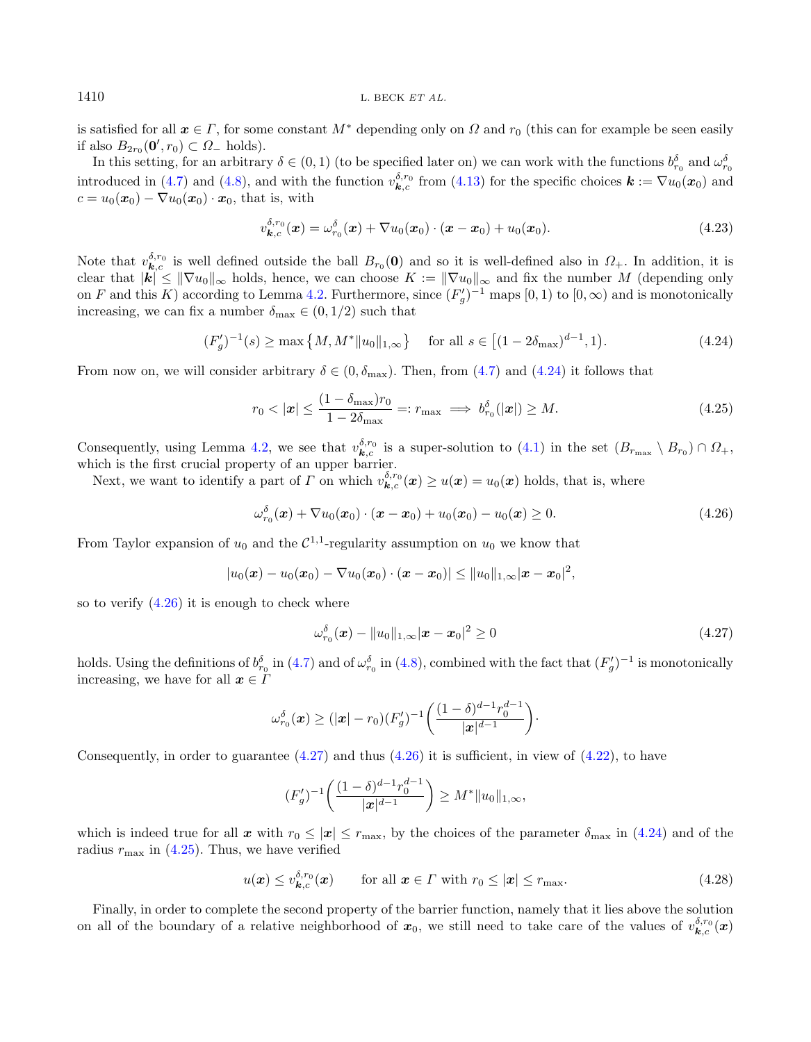is satisfied for all $\boldsymbol{x} \in \Gamma$, for some constant $M^*$ depending only on $\Omega$ and $r_0$ (this can for example be seen easily if also $B_{2r_0}(\mathbf{0}', r_0) \subset \Omega_-$ holds).

In this setting, for an arbitrary $\delta \in (0,1)$ (to be specified later on) we can work with the functions $b^\delta_{r_0}$ and $\omega^\delta_{r_0}$ introduced in (4.7) and (4.8), and with the function $v^{\delta,r_0}_{\boldsymbol{k},c}$ from (4.13) for the specific choices $\boldsymbol{k} := \nabla u_0(\boldsymbol{x}_0)$ and $c = u_0(\boldsymbol{x}_0) - \nabla u_0(\boldsymbol{x}_0) \cdot \boldsymbol{x}_0$, that is, with

$$v^{\delta,r_0}_{\boldsymbol{k},c}(\boldsymbol{x}) = \omega^\delta_{r_0}(\boldsymbol{x}) + \nabla u_0(\boldsymbol{x}_0) \cdot (\boldsymbol{x} - \boldsymbol{x}_0) + u_0(\boldsymbol{x}_0). \tag{4.23}$$

Note that $v^{\delta,r_0}_{\boldsymbol{k},c}$ is well defined outside the ball $B_{r_0}(\mathbf{0})$ and so it is well-defined also in $\Omega_+$. In addition, it is clear that $|\boldsymbol{k}| \leq \|\nabla u_0\|_\infty$ holds, hence, we can choose $K := \|\nabla u_0\|_\infty$ and fix the number $M$ (depending only on $F$ and this $K$) according to Lemma 4.2. Furthermore, since $(F'_g)^{-1}$ maps $[0,1)$ to $[0,\infty)$ and is monotonically increasing, we can fix a number $\delta_{\max} \in (0, 1/2)$ such that

$$(F'_g)^{-1}(s) \geq \max\left\{M, M^*\|u_0\|_{1,\infty}\right\} \quad \text{ for all } s \in \left[(1-2\delta_{\max})^{d-1}, 1\right). \tag{4.24}$$

From now on, we will consider arbitrary $\delta \in (0, \delta_{\max})$. Then, from (4.7) and (4.24) it follows that

$$r_0 < |\boldsymbol{x}| \leq \frac{(1-\delta_{\max})r_0}{1-2\delta_{\max}} =: r_{\max} \implies b^\delta_{r_0}(|\boldsymbol{x}|) \geq M. \tag{4.25}$$

Consequently, using Lemma 4.2, we see that $v^{\delta,r_0}_{\boldsymbol{k},c}$ is a super-solution to (4.1) in the set $(B_{r_{\max}} \setminus B_{r_0}) \cap \Omega_+$, which is the first crucial property of an upper barrier.

Next, we want to identify a part of $\Gamma$ on which $v^{\delta,r_0}_{\boldsymbol{k},c}(\boldsymbol{x}) \geq u(\boldsymbol{x}) = u_0(\boldsymbol{x})$ holds, that is, where

$$\omega^\delta_{r_0}(\boldsymbol{x}) + \nabla u_0(\boldsymbol{x}_0) \cdot (\boldsymbol{x} - \boldsymbol{x}_0) + u_0(\boldsymbol{x}_0) - u_0(\boldsymbol{x}) \geq 0. \tag{4.26}$$

From Taylor expansion of $u_0$ and the $\mathcal{C}^{1,1}$-regularity assumption on $u_0$ we know that

$$|u_0(\boldsymbol{x}) - u_0(\boldsymbol{x}_0) - \nabla u_0(\boldsymbol{x}_0) \cdot (\boldsymbol{x} - \boldsymbol{x}_0)| \leq \|u_0\|_{1,\infty} |\boldsymbol{x} - \boldsymbol{x}_0|^2,$$

so to verify (4.26) it is enough to check where

$$\omega^\delta_{r_0}(\boldsymbol{x}) - \|u_0\|_{1,\infty} |\boldsymbol{x} - \boldsymbol{x}_0|^2 \geq 0 \tag{4.27}$$

holds. Using the definitions of $b^\delta_{r_0}$ in (4.7) and of $\omega^\delta_{r_0}$ in (4.8), combined with the fact that $(F'_g)^{-1}$ is monotonically increasing, we have for all $\boldsymbol{x} \in \Gamma$

$$\omega^\delta_{r_0}(\boldsymbol{x}) \geq (|\boldsymbol{x}| - r_0)(F'_g)^{-1}\left(\frac{(1-\delta)^{d-1} r_0^{d-1}}{|\boldsymbol{x}|^{d-1}}\right).$$

Consequently, in order to guarantee (4.27) and thus (4.26) it is sufficient, in view of (4.22), to have

$$(F'_g)^{-1}\left(\frac{(1-\delta)^{d-1} r_0^{d-1}}{|\boldsymbol{x}|^{d-1}}\right) \geq M^* \|u_0\|_{1,\infty},$$

which is indeed true for all $\boldsymbol{x}$ with $r_0 \leq |\boldsymbol{x}| \leq r_{\max}$, by the choices of the parameter $\delta_{\max}$ in (4.24) and of the radius $r_{\max}$ in (4.25). Thus, we have verified

$$u(\boldsymbol{x}) \leq v^{\delta,r_0}_{\boldsymbol{k},c}(\boldsymbol{x}) \qquad \text{for all } \boldsymbol{x} \in \Gamma \text{ with } r_0 \leq |\boldsymbol{x}| \leq r_{\max}. \tag{4.28}$$

Finally, in order to complete the second property of the barrier function, namely that it lies above the solution on all of the boundary of a relative neighborhood of $\boldsymbol{x}_0$, we still need to take care of the values of $v^{\delta,r_0}_{\boldsymbol{k},c}(\boldsymbol{x})$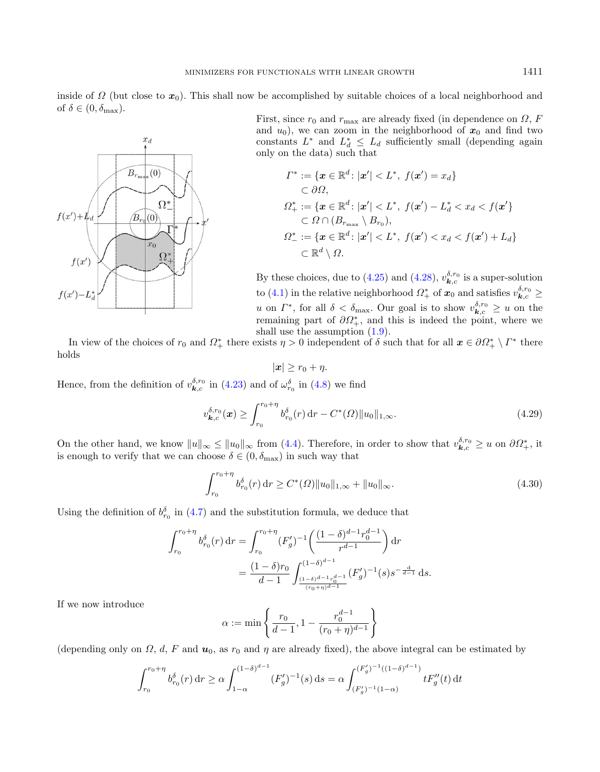inside of $\Omega$ (but close to $\boldsymbol{x}_0$). This shall now be accomplished by suitable choices of a local neighborhood and of $\delta \in (0, \delta_{\max})$.

First, since $r_0$ and $r_{\max}$ are already fixed (in dependence on $\Omega$, $F$ and $u_0$), we can zoom in the neighborhood of $\boldsymbol{x}_0$ and find two constants $L^*$ and $L_d^* \le L_d$ sufficiently small (depending again only on the data) such that

$$
\begin{aligned}
\Gamma^* &:= \{\boldsymbol{x} \in \mathbb{R}^d \colon |\boldsymbol{x}'| < L^*,\ f(\boldsymbol{x}') = x_d\} \\
&\subset \partial\Omega, \\
\Omega_+^* &:= \{\boldsymbol{x} \in \mathbb{R}^d \colon |\boldsymbol{x}'| < L^*,\ f(\boldsymbol{x}') - L_d^* < x_d < f(\boldsymbol{x}')\} \\
&\subset \Omega \cap (B_{r_{\max}} \setminus B_{r_0}), \\
\Omega_-^* &:= \{\boldsymbol{x} \in \mathbb{R}^d \colon |\boldsymbol{x}'| < L^*,\ f(\boldsymbol{x}') < x_d < f(\boldsymbol{x}') + L_d\} \\
&\subset \mathbb{R}^d \setminus \Omega.
\end{aligned}
$$

By these choices, due to (4.25) and (4.28), $v_{\boldsymbol{k},c}^{\delta,r_0}$ is a super-solution to (4.1) in the relative neighborhood $\Omega_+^*$ of $\boldsymbol{x}_0$ and satisfies $v_{\boldsymbol{k},c}^{\delta,r_0} \ge u$ on $\Gamma^*$, for all $\delta < \delta_{\max}$. Our goal is to show $v_{\boldsymbol{k},c}^{\delta,r_0} \ge u$ on the remaining part of $\partial\Omega_+^*$, and this is indeed the point, where we shall use the assumption (1.9).

In view of the choices of $r_0$ and $\Omega_+^*$ there exists $\eta > 0$ independent of $\delta$ such that for all $\boldsymbol{x} \in \partial\Omega_+^* \setminus \Gamma^*$ there holds

$$
|\boldsymbol{x}| \ge r_0 + \eta.
$$

Hence, from the definition of $v_{\boldsymbol{k},c}^{\delta,r_0}$ in (4.23) and of $\omega_{r_0}^{\delta}$ in (4.8) we find

$$
v_{\boldsymbol{k},c}^{\delta,r_0}(\boldsymbol{x}) \ge \int_{r_0}^{r_0+\eta} b_{r_0}^{\delta}(r)\,\mathrm{d}r - C^*(\Omega)\|u_0\|_{1,\infty}. \tag{4.29}
$$

On the other hand, we know $\|u\|_\infty \le \|u_0\|_\infty$ from (4.4). Therefore, in order to show that $v_{\boldsymbol{k},c}^{\delta,r_0} \ge u$ on $\partial\Omega_+^*$, it is enough to verify that we can choose $\delta \in (0, \delta_{\max})$ in such way that

$$
\int_{r_0}^{r_0+\eta} b_{r_0}^{\delta}(r)\,\mathrm{d}r \ge C^*(\Omega)\|u_0\|_{1,\infty} + \|u_0\|_\infty. \tag{4.30}
$$

Using the definition of $b_{r_0}^{\delta}$ in (4.7) and the substitution formula, we deduce that

$$
\begin{aligned}
\int_{r_0}^{r_0+\eta} b_{r_0}^{\delta}(r)\,\mathrm{d}r &= \int_{r_0}^{r_0+\eta} (F_g')^{-1}\Big(\frac{(1-\delta)^{d-1} r_0^{d-1}}{r^{d-1}}\Big)\,\mathrm{d}r \\
&= \frac{(1-\delta)r_0}{d-1} \int_{\frac{(1-\delta)^{d-1} r_0^{d-1}}{(r_0+\eta)^{d-1}}}^{(1-\delta)^{d-1}} (F_g')^{-1}(s) s^{-\frac{d}{d-1}}\,\mathrm{d}s.
\end{aligned}
$$

If we now introduce

$$
\alpha := \min\left\{\frac{r_0}{d-1}, 1 - \frac{r_0^{d-1}}{(r_0+\eta)^{d-1}}\right\}
$$

(depending only on $\Omega$, $d$, $F$ and $\boldsymbol{u}_0$, as $r_0$ and $\eta$ are already fixed), the above integral can be estimated by

$$
\int_{r_0}^{r_0+\eta} b_{r_0}^{\delta}(r)\,\mathrm{d}r \ge \alpha \int_{1-\alpha}^{(1-\delta)^{d-1}} (F_g')^{-1}(s)\,\mathrm{d}s = \alpha \int_{(F_g')^{-1}(1-\alpha)}^{(F_g')^{-1}((1-\delta)^{d-1})} t F_g''(t)\,\mathrm{d}t
$$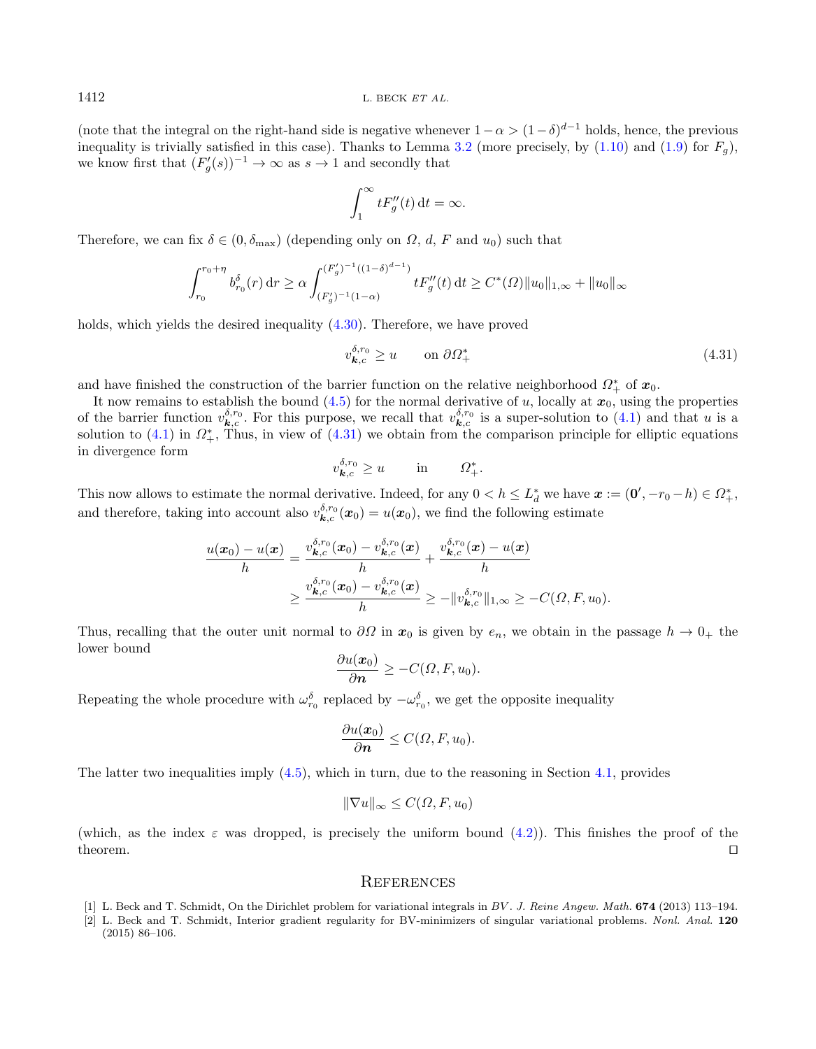(note that the integral on the right-hand side is negative whenever $1-\alpha > (1-\delta)^{d-1}$ holds, hence, the previous inequality is trivially satisfied in this case). Thanks to Lemma 3.2 (more precisely, by (1.10) and (1.9) for $F_g$), we know first that $(F_g'(s))^{-1} \to \infty$ as $s \to 1$ and secondly that

$$\int_1^\infty t F_g''(t)\,\mathrm{d}t = \infty.$$

Therefore, we can fix $\delta \in (0, \delta_{\max})$ (depending only on $\Omega$, $d$, $F$ and $u_0$) such that

$$\int_{r_0}^{r_0+\eta} b_{r_0}^\delta(r)\,\mathrm{d}r \geq \alpha \int_{(F_g')^{-1}(1-\alpha)}^{(F_g')^{-1}((1-\delta)^{d-1})} t F_g''(t)\,\mathrm{d}t \geq C^*(\Omega)\|u_0\|_{1,\infty} + \|u_0\|_\infty$$

holds, which yields the desired inequality (4.30). Therefore, we have proved

$$v_{\boldsymbol{k},c}^{\delta,r_0} \geq u \qquad \text{on } \partial\Omega_+^* \tag{4.31}$$

and have finished the construction of the barrier function on the relative neighborhood $\Omega_+^*$ of $\boldsymbol{x}_0$.

It now remains to establish the bound (4.5) for the normal derivative of $u$, locally at $\boldsymbol{x}_0$, using the properties of the barrier function $v_{\boldsymbol{k},c}^{\delta,r_0}$. For this purpose, we recall that $v_{\boldsymbol{k},c}^{\delta,r_0}$ is a super-solution to (4.1) and that $u$ is a solution to (4.1) in $\Omega_+^*$, Thus, in view of (4.31) we obtain from the comparison principle for elliptic equations in divergence form

$$v_{\boldsymbol{k},c}^{\delta,r_0} \geq u \qquad \text{in} \qquad \Omega_+^*.$$

This now allows to estimate the normal derivative. Indeed, for any $0 < h \leq L_d^*$ we have $\boldsymbol{x} := (\boldsymbol{0}', -r_0 - h) \in \Omega_+^*$, and therefore, taking into account also $v_{\boldsymbol{k},c}^{\delta,r_0}(\boldsymbol{x}_0) = u(\boldsymbol{x}_0)$, we find the following estimate

$$\begin{aligned}
\frac{u(\boldsymbol{x}_0) - u(\boldsymbol{x})}{h} &= \frac{v_{\boldsymbol{k},c}^{\delta,r_0}(\boldsymbol{x}_0) - v_{\boldsymbol{k},c}^{\delta,r_0}(\boldsymbol{x})}{h} + \frac{v_{\boldsymbol{k},c}^{\delta,r_0}(\boldsymbol{x}) - u(\boldsymbol{x})}{h} \\
&\geq \frac{v_{\boldsymbol{k},c}^{\delta,r_0}(\boldsymbol{x}_0) - v_{\boldsymbol{k},c}^{\delta,r_0}(\boldsymbol{x})}{h} \geq -\|v_{\boldsymbol{k},c}^{\delta,r_0}\|_{1,\infty} \geq -C(\Omega, F, u_0).
\end{aligned}$$

Thus, recalling that the outer unit normal to $\partial\Omega$ in $\boldsymbol{x}_0$ is given by $e_n$, we obtain in the passage $h \to 0_+$ the lower bound

$$\frac{\partial u(\boldsymbol{x}_0)}{\partial \boldsymbol{n}} \geq -C(\Omega, F, u_0).$$

Repeating the whole procedure with $\omega_{r_0}^\delta$ replaced by $-\omega_{r_0}^\delta$, we get the opposite inequality

$$\frac{\partial u(\boldsymbol{x}_0)}{\partial \boldsymbol{n}} \leq C(\Omega, F, u_0).$$

The latter two inequalities imply (4.5), which in turn, due to the reasoning in Section 4.1, provides

$$\|\nabla u\|_\infty \leq C(\Omega, F, u_0)$$

(which, as the index $\varepsilon$ was dropped, is precisely the uniform bound (4.2)). This finishes the proof of the theorem. ◻

## References

[1] L. Beck and T. Schmidt, On the Dirichlet problem for variational integrals in *BV*. *J. Reine Angew. Math.* **674** (2013) 113–194.

[2] L. Beck and T. Schmidt, Interior gradient regularity for BV-minimizers of singular variational problems. *Nonl. Anal.* **120** (2015) 86–106.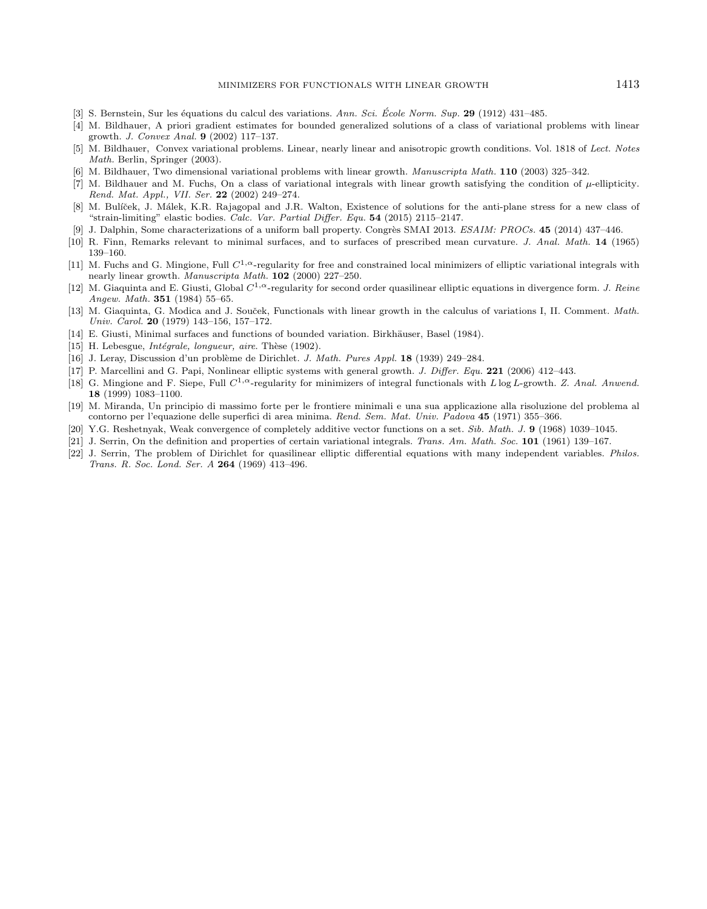[3] S. Bernstein, Sur les équations du calcul des variations. *Ann. Sci. École Norm. Sup.* **29** (1912) 431–485.

[4] M. Bildhauer, A priori gradient estimates for bounded generalized solutions of a class of variational problems with linear growth. *J. Convex Anal.* **9** (2002) 117–137.

[5] M. Bildhauer, Convex variational problems. Linear, nearly linear and anisotropic growth conditions. Vol. 1818 of *Lect. Notes Math.* Berlin, Springer (2003).

[6] M. Bildhauer, Two dimensional variational problems with linear growth. *Manuscripta Math.* **110** (2003) 325–342.

[7] M. Bildhauer and M. Fuchs, On a class of variational integrals with linear growth satisfying the condition of $\mu$-ellipticity. *Rend. Mat. Appl., VII. Ser.* **22** (2002) 249–274.

[8] M. Bulíček, J. Málek, K.R. Rajagopal and J.R. Walton, Existence of solutions for the anti-plane stress for a new class of "strain-limiting" elastic bodies. *Calc. Var. Partial Differ. Equ.* **54** (2015) 2115–2147.

[9] J. Dalphin, Some characterizations of a uniform ball property. Congrès SMAI 2013. *ESAIM: PROCs.* **45** (2014) 437–446.

[10] R. Finn, Remarks relevant to minimal surfaces, and to surfaces of prescribed mean curvature. *J. Anal. Math.* **14** (1965) 139–160.

[11] M. Fuchs and G. Mingione, Full $C^{1,\alpha}$-regularity for free and constrained local minimizers of elliptic variational integrals with nearly linear growth. *Manuscripta Math.* **102** (2000) 227–250.

[12] M. Giaquinta and E. Giusti, Global $C^{1,\alpha}$-regularity for second order quasilinear elliptic equations in divergence form. *J. Reine Angew. Math.* **351** (1984) 55–65.

[13] M. Giaquinta, G. Modica and J. Souček, Functionals with linear growth in the calculus of variations I, II. Comment. *Math. Univ. Carol.* **20** (1979) 143–156, 157–172.

[14] E. Giusti, Minimal surfaces and functions of bounded variation. Birkhäuser, Basel (1984).

[15] H. Lebesgue, *Intégrale, longueur, aire.* Thèse (1902).

[16] J. Leray, Discussion d'un problème de Dirichlet. *J. Math. Pures Appl.* **18** (1939) 249–284.

[17] P. Marcellini and G. Papi, Nonlinear elliptic systems with general growth. *J. Differ. Equ.* **221** (2006) 412–443.

[18] G. Mingione and F. Siepe, Full $C^{1,\alpha}$-regularity for minimizers of integral functionals with $L \log L$-growth. *Z. Anal. Anwend.* **18** (1999) 1083–1100.

[19] M. Miranda, Un principio di massimo forte per le frontiere minimali e una sua applicazione alla risoluzione del problema al contorno per l'equazione delle superfici di area minima. *Rend. Sem. Mat. Univ. Padova* **45** (1971) 355–366.

[20] Y.G. Reshetnyak, Weak convergence of completely additive vector functions on a set. *Sib. Math. J.* **9** (1968) 1039–1045.

[21] J. Serrin, On the definition and properties of certain variational integrals. *Trans. Am. Math. Soc.* **101** (1961) 139–167.

[22] J. Serrin, The problem of Dirichlet for quasilinear elliptic differential equations with many independent variables. *Philos. Trans. R. Soc. Lond. Ser. A* **264** (1969) 413–496.